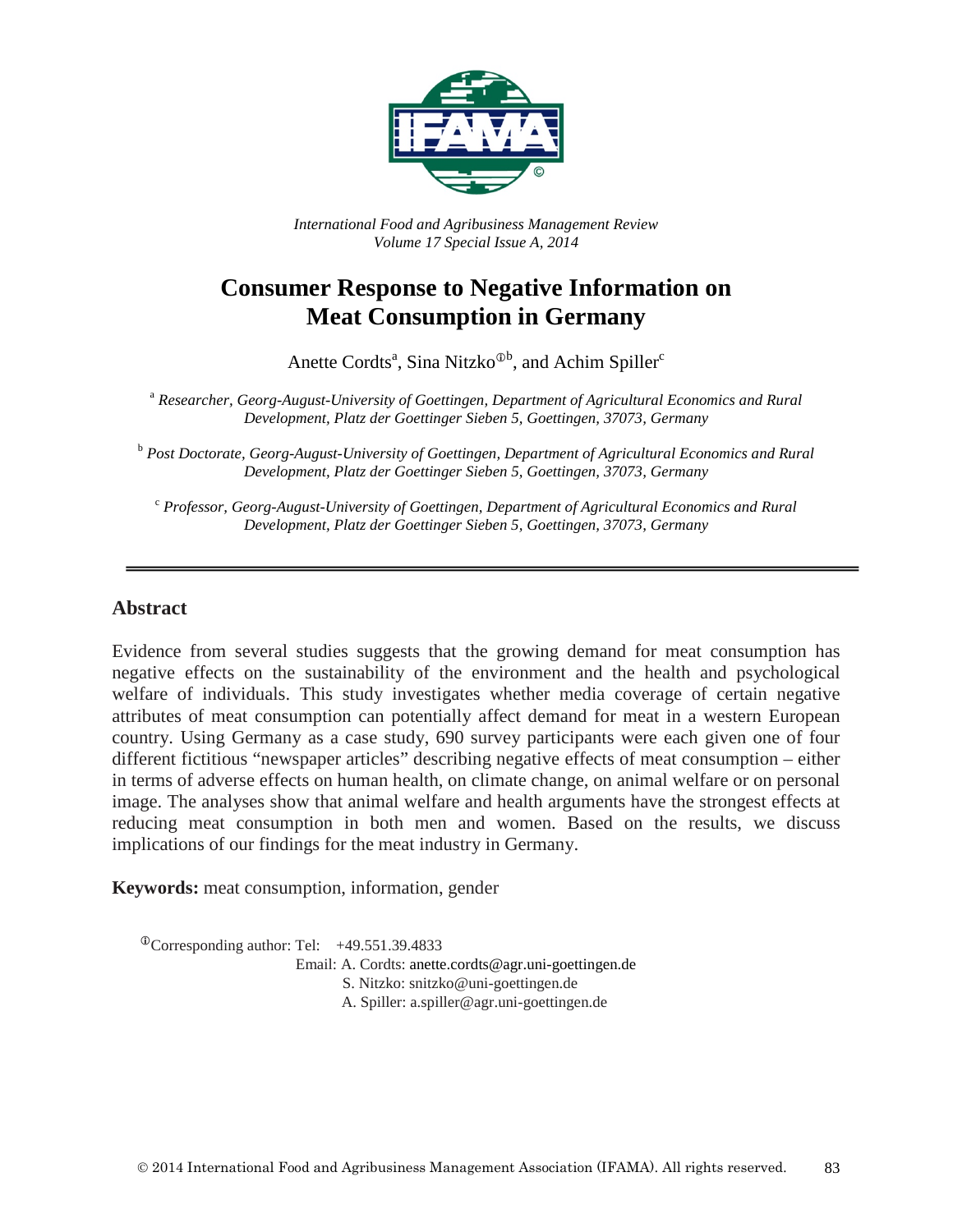*International Food and Agribusiness Management Review*
*Volume 17 Special Issue A, 2014*

# Consumer Response to Negative Information on Meat Consumption in Germany

Anette Cordts[a], Sina Nitzko[ⓘb], and Achim Spiller[c]

[a] *Researcher, Georg-August-University of Goettingen, Department of Agricultural Economics and Rural Development, Platz der Goettinger Sieben 5, Goettingen, 37073, Germany*

[b] *Post Doctorate, Georg-August-University of Goettingen, Department of Agricultural Economics and Rural Development, Platz der Goettinger Sieben 5, Goettingen, 37073, Germany*

[c] *Professor, Georg-August-University of Goettingen, Department of Agricultural Economics and Rural Development, Platz der Goettinger Sieben 5, Goettingen, 37073, Germany*

## Abstract

Evidence from several studies suggests that the growing demand for meat consumption has negative effects on the sustainability of the environment and the health and psychological welfare of individuals. This study investigates whether media coverage of certain negative attributes of meat consumption can potentially affect demand for meat in a western European country. Using Germany as a case study, 690 survey participants were each given one of four different fictitious "newspaper articles" describing negative effects of meat consumption – either in terms of adverse effects on human health, on climate change, on animal welfare or on personal image. The analyses show that animal welfare and health arguments have the strongest effects at reducing meat consumption in both men and women. Based on the results, we discuss implications of our findings for the meat industry in Germany.

**Keywords:** meat consumption, information, gender

[ⓘ]Corresponding author: Tel: +49.551.39.4833
Email: A. Cordts: anette.cordts@agr.uni-goettingen.de
S. Nitzko: snitzko@uni-goettingen.de
A. Spiller: a.spiller@agr.uni-goettingen.de

© 2014 International Food and Agribusiness Management Association (IFAMA). All rights reserved.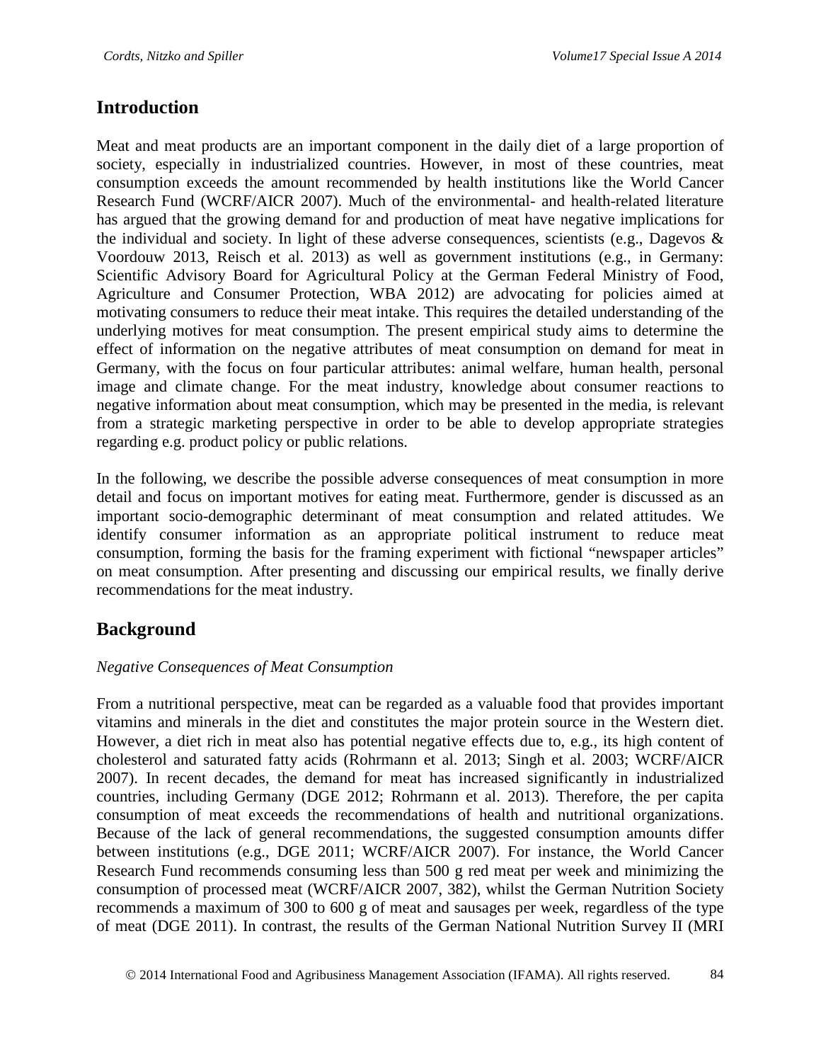## Introduction

Meat and meat products are an important component in the daily diet of a large proportion of society, especially in industrialized countries. However, in most of these countries, meat consumption exceeds the amount recommended by health institutions like the World Cancer Research Fund (WCRF/AICR 2007). Much of the environmental- and health-related literature has argued that the growing demand for and production of meat have negative implications for the individual and society. In light of these adverse consequences, scientists (e.g., Dagevos & Voordouw 2013, Reisch et al. 2013) as well as government institutions (e.g., in Germany: Scientific Advisory Board for Agricultural Policy at the German Federal Ministry of Food, Agriculture and Consumer Protection, WBA 2012) are advocating for policies aimed at motivating consumers to reduce their meat intake. This requires the detailed understanding of the underlying motives for meat consumption. The present empirical study aims to determine the effect of information on the negative attributes of meat consumption on demand for meat in Germany, with the focus on four particular attributes: animal welfare, human health, personal image and climate change. For the meat industry, knowledge about consumer reactions to negative information about meat consumption, which may be presented in the media, is relevant from a strategic marketing perspective in order to be able to develop appropriate strategies regarding e.g. product policy or public relations.

In the following, we describe the possible adverse consequences of meat consumption in more detail and focus on important motives for eating meat. Furthermore, gender is discussed as an important socio-demographic determinant of meat consumption and related attitudes. We identify consumer information as an appropriate political instrument to reduce meat consumption, forming the basis for the framing experiment with fictional "newspaper articles" on meat consumption. After presenting and discussing our empirical results, we finally derive recommendations for the meat industry.

## Background

*Negative Consequences of Meat Consumption*

From a nutritional perspective, meat can be regarded as a valuable food that provides important vitamins and minerals in the diet and constitutes the major protein source in the Western diet. However, a diet rich in meat also has potential negative effects due to, e.g., its high content of cholesterol and saturated fatty acids (Rohrmann et al. 2013; Singh et al. 2003; WCRF/AICR 2007). In recent decades, the demand for meat has increased significantly in industrialized countries, including Germany (DGE 2012; Rohrmann et al. 2013). Therefore, the per capita consumption of meat exceeds the recommendations of health and nutritional organizations. Because of the lack of general recommendations, the suggested consumption amounts differ between institutions (e.g., DGE 2011; WCRF/AICR 2007). For instance, the World Cancer Research Fund recommends consuming less than 500 g red meat per week and minimizing the consumption of processed meat (WCRF/AICR 2007, 382), whilst the German Nutrition Society recommends a maximum of 300 to 600 g of meat and sausages per week, regardless of the type of meat (DGE 2011). In contrast, the results of the German National Nutrition Survey II (MRI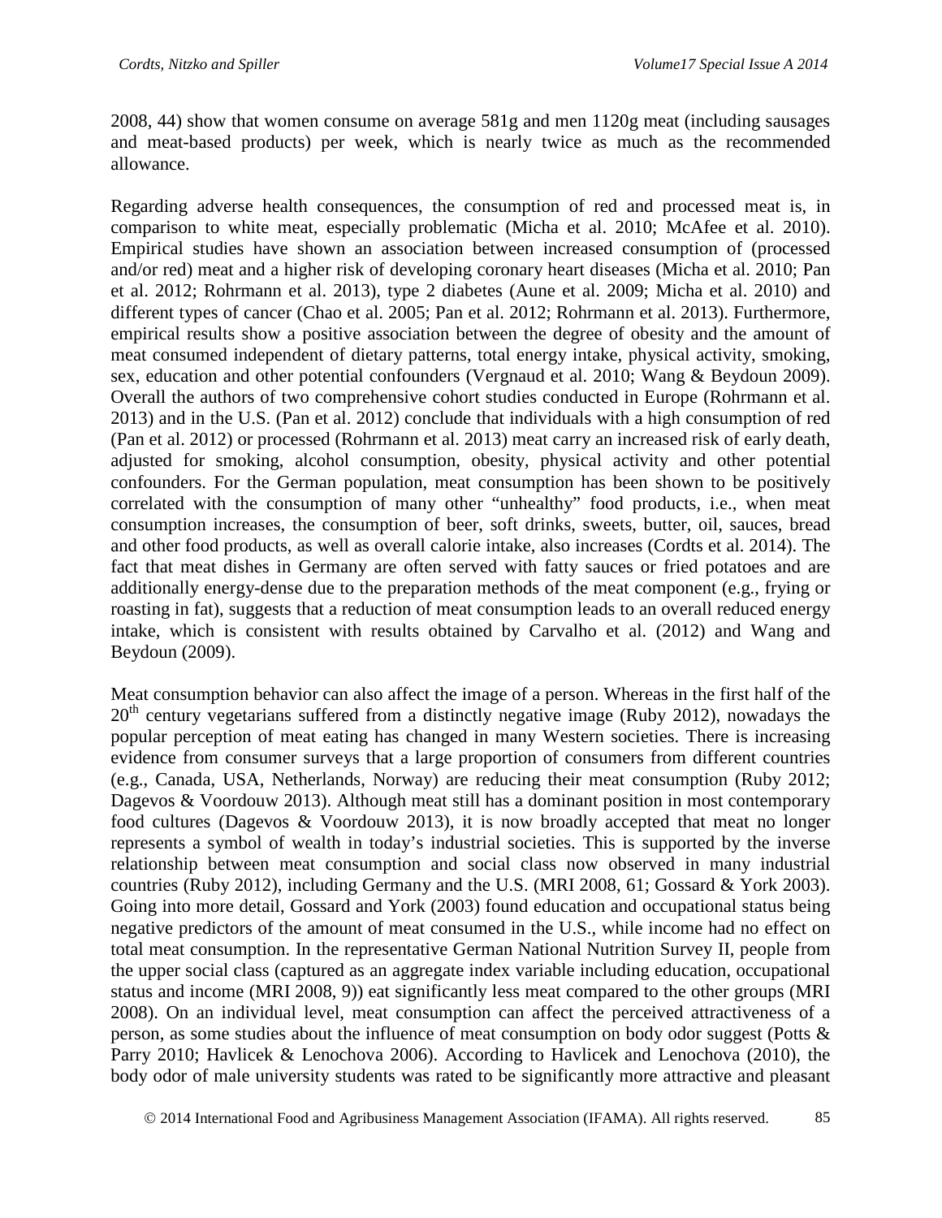2008, 44) show that women consume on average 581g and men 1120g meat (including sausages and meat-based products) per week, which is nearly twice as much as the recommended allowance.

Regarding adverse health consequences, the consumption of red and processed meat is, in comparison to white meat, especially problematic (Micha et al. 2010; McAfee et al. 2010). Empirical studies have shown an association between increased consumption of (processed and/or red) meat and a higher risk of developing coronary heart diseases (Micha et al. 2010; Pan et al. 2012; Rohrmann et al. 2013), type 2 diabetes (Aune et al. 2009; Micha et al. 2010) and different types of cancer (Chao et al. 2005; Pan et al. 2012; Rohrmann et al. 2013). Furthermore, empirical results show a positive association between the degree of obesity and the amount of meat consumed independent of dietary patterns, total energy intake, physical activity, smoking, sex, education and other potential confounders (Vergnaud et al. 2010; Wang & Beydoun 2009). Overall the authors of two comprehensive cohort studies conducted in Europe (Rohrmann et al. 2013) and in the U.S. (Pan et al. 2012) conclude that individuals with a high consumption of red (Pan et al. 2012) or processed (Rohrmann et al. 2013) meat carry an increased risk of early death, adjusted for smoking, alcohol consumption, obesity, physical activity and other potential confounders. For the German population, meat consumption has been shown to be positively correlated with the consumption of many other "unhealthy" food products, i.e., when meat consumption increases, the consumption of beer, soft drinks, sweets, butter, oil, sauces, bread and other food products, as well as overall calorie intake, also increases (Cordts et al. 2014). The fact that meat dishes in Germany are often served with fatty sauces or fried potatoes and are additionally energy-dense due to the preparation methods of the meat component (e.g., frying or roasting in fat), suggests that a reduction of meat consumption leads to an overall reduced energy intake, which is consistent with results obtained by Carvalho et al. (2012) and Wang and Beydoun (2009).

Meat consumption behavior can also affect the image of a person. Whereas in the first half of the 20th century vegetarians suffered from a distinctly negative image (Ruby 2012), nowadays the popular perception of meat eating has changed in many Western societies. There is increasing evidence from consumer surveys that a large proportion of consumers from different countries (e.g., Canada, USA, Netherlands, Norway) are reducing their meat consumption (Ruby 2012; Dagevos & Voordouw 2013). Although meat still has a dominant position in most contemporary food cultures (Dagevos & Voordouw 2013), it is now broadly accepted that meat no longer represents a symbol of wealth in today's industrial societies. This is supported by the inverse relationship between meat consumption and social class now observed in many industrial countries (Ruby 2012), including Germany and the U.S. (MRI 2008, 61; Gossard & York 2003). Going into more detail, Gossard and York (2003) found education and occupational status being negative predictors of the amount of meat consumed in the U.S., while income had no effect on total meat consumption. In the representative German National Nutrition Survey II, people from the upper social class (captured as an aggregate index variable including education, occupational status and income (MRI 2008, 9)) eat significantly less meat compared to the other groups (MRI 2008). On an individual level, meat consumption can affect the perceived attractiveness of a person, as some studies about the influence of meat consumption on body odor suggest (Potts & Parry 2010; Havlicek & Lenochova 2006). According to Havlicek and Lenochova (2010), the body odor of male university students was rated to be significantly more attractive and pleasant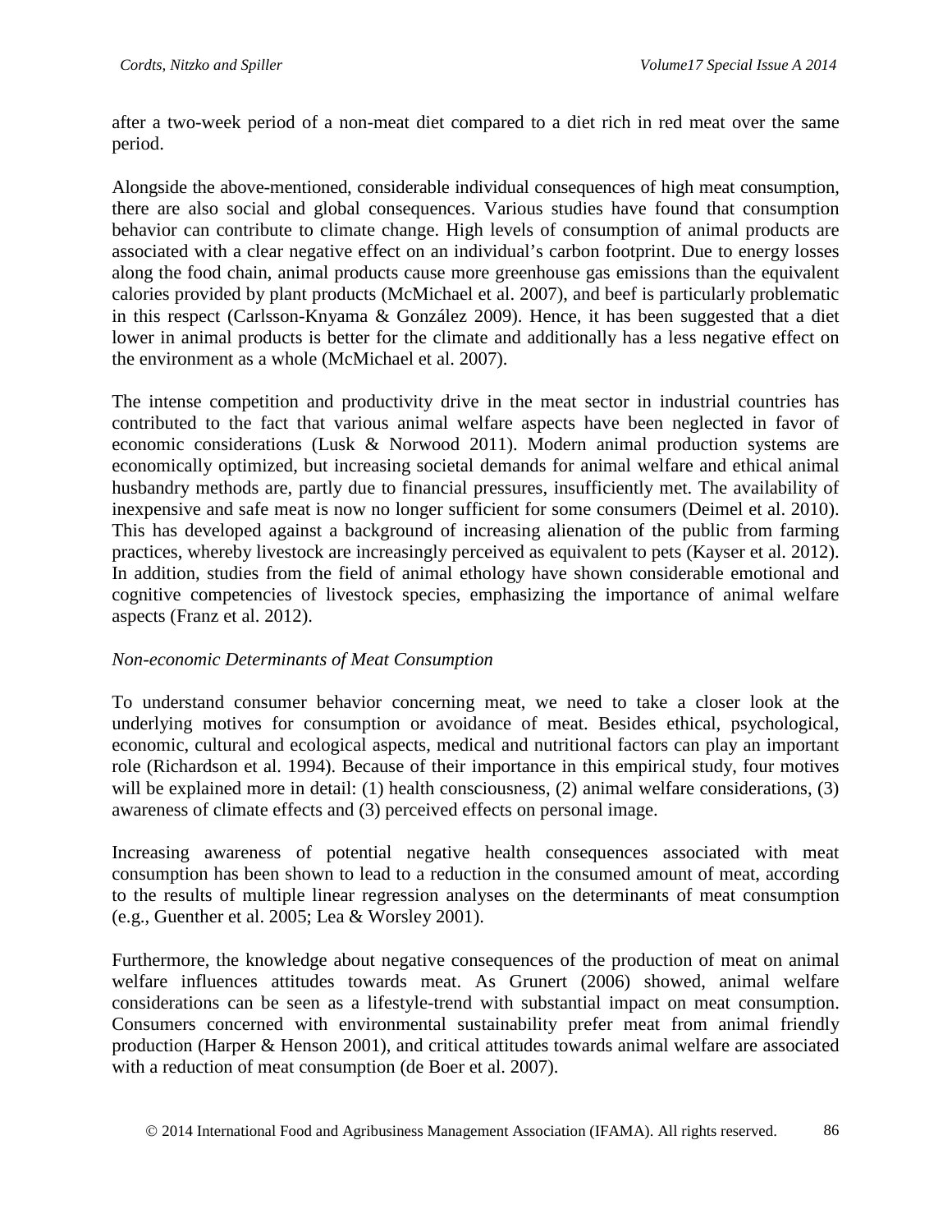after a two-week period of a non-meat diet compared to a diet rich in red meat over the same period.

Alongside the above-mentioned, considerable individual consequences of high meat consumption, there are also social and global consequences. Various studies have found that consumption behavior can contribute to climate change. High levels of consumption of animal products are associated with a clear negative effect on an individual's carbon footprint. Due to energy losses along the food chain, animal products cause more greenhouse gas emissions than the equivalent calories provided by plant products (McMichael et al. 2007), and beef is particularly problematic in this respect (Carlsson-Knyama & González 2009). Hence, it has been suggested that a diet lower in animal products is better for the climate and additionally has a less negative effect on the environment as a whole (McMichael et al. 2007).

The intense competition and productivity drive in the meat sector in industrial countries has contributed to the fact that various animal welfare aspects have been neglected in favor of economic considerations (Lusk & Norwood 2011). Modern animal production systems are economically optimized, but increasing societal demands for animal welfare and ethical animal husbandry methods are, partly due to financial pressures, insufficiently met. The availability of inexpensive and safe meat is now no longer sufficient for some consumers (Deimel et al. 2010). This has developed against a background of increasing alienation of the public from farming practices, whereby livestock are increasingly perceived as equivalent to pets (Kayser et al. 2012). In addition, studies from the field of animal ethology have shown considerable emotional and cognitive competencies of livestock species, emphasizing the importance of animal welfare aspects (Franz et al. 2012).

*Non-economic Determinants of Meat Consumption*

To understand consumer behavior concerning meat, we need to take a closer look at the underlying motives for consumption or avoidance of meat. Besides ethical, psychological, economic, cultural and ecological aspects, medical and nutritional factors can play an important role (Richardson et al. 1994). Because of their importance in this empirical study, four motives will be explained more in detail: (1) health consciousness, (2) animal welfare considerations, (3) awareness of climate effects and (3) perceived effects on personal image.

Increasing awareness of potential negative health consequences associated with meat consumption has been shown to lead to a reduction in the consumed amount of meat, according to the results of multiple linear regression analyses on the determinants of meat consumption (e.g., Guenther et al. 2005; Lea & Worsley 2001).

Furthermore, the knowledge about negative consequences of the production of meat on animal welfare influences attitudes towards meat. As Grunert (2006) showed, animal welfare considerations can be seen as a lifestyle-trend with substantial impact on meat consumption. Consumers concerned with environmental sustainability prefer meat from animal friendly production (Harper & Henson 2001), and critical attitudes towards animal welfare are associated with a reduction of meat consumption (de Boer et al. 2007).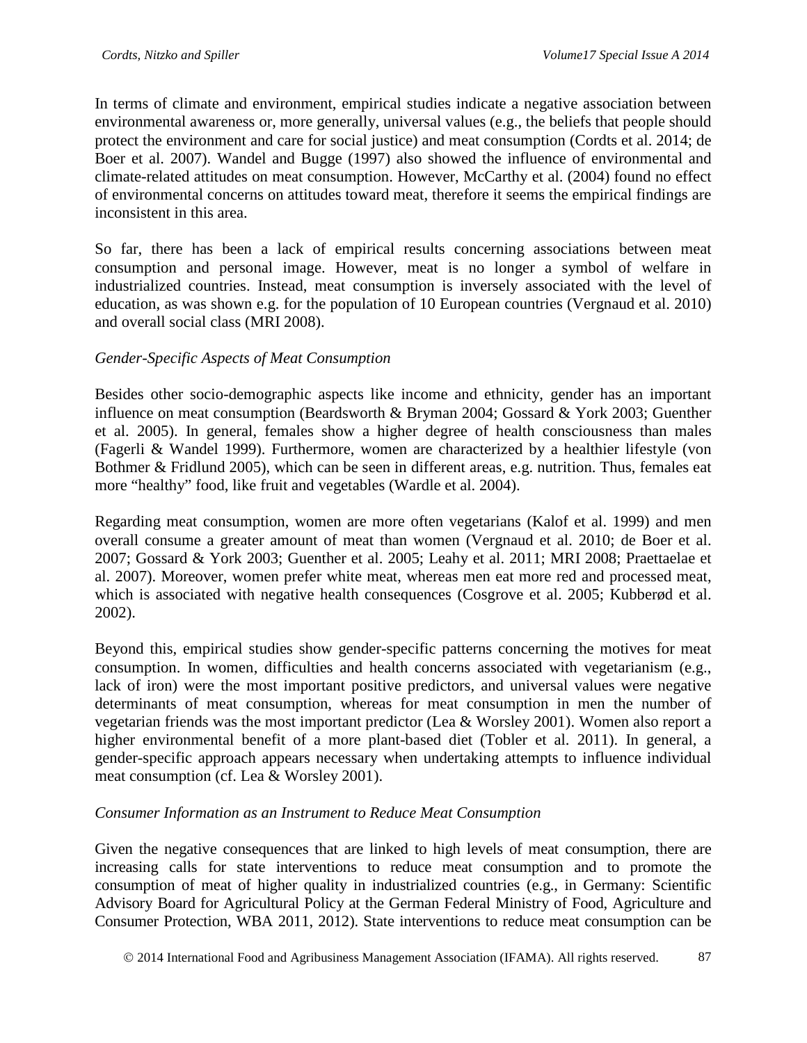In terms of climate and environment, empirical studies indicate a negative association between environmental awareness or, more generally, universal values (e.g., the beliefs that people should protect the environment and care for social justice) and meat consumption (Cordts et al. 2014; de Boer et al. 2007). Wandel and Bugge (1997) also showed the influence of environmental and climate-related attitudes on meat consumption. However, McCarthy et al. (2004) found no effect of environmental concerns on attitudes toward meat, therefore it seems the empirical findings are inconsistent in this area.

So far, there has been a lack of empirical results concerning associations between meat consumption and personal image. However, meat is no longer a symbol of welfare in industrialized countries. Instead, meat consumption is inversely associated with the level of education, as was shown e.g. for the population of 10 European countries (Vergnaud et al. 2010) and overall social class (MRI 2008).

### *Gender-Specific Aspects of Meat Consumption*

Besides other socio-demographic aspects like income and ethnicity, gender has an important influence on meat consumption (Beardsworth & Bryman 2004; Gossard & York 2003; Guenther et al. 2005). In general, females show a higher degree of health consciousness than males (Fagerli & Wandel 1999). Furthermore, women are characterized by a healthier lifestyle (von Bothmer & Fridlund 2005), which can be seen in different areas, e.g. nutrition. Thus, females eat more "healthy" food, like fruit and vegetables (Wardle et al. 2004).

Regarding meat consumption, women are more often vegetarians (Kalof et al. 1999) and men overall consume a greater amount of meat than women (Vergnaud et al. 2010; de Boer et al. 2007; Gossard & York 2003; Guenther et al. 2005; Leahy et al. 2011; MRI 2008; Praettaelae et al. 2007). Moreover, women prefer white meat, whereas men eat more red and processed meat, which is associated with negative health consequences (Cosgrove et al. 2005; Kubberød et al. 2002).

Beyond this, empirical studies show gender-specific patterns concerning the motives for meat consumption. In women, difficulties and health concerns associated with vegetarianism (e.g., lack of iron) were the most important positive predictors, and universal values were negative determinants of meat consumption, whereas for meat consumption in men the number of vegetarian friends was the most important predictor (Lea & Worsley 2001). Women also report a higher environmental benefit of a more plant-based diet (Tobler et al. 2011). In general, a gender-specific approach appears necessary when undertaking attempts to influence individual meat consumption (cf. Lea & Worsley 2001).

### *Consumer Information as an Instrument to Reduce Meat Consumption*

Given the negative consequences that are linked to high levels of meat consumption, there are increasing calls for state interventions to reduce meat consumption and to promote the consumption of meat of higher quality in industrialized countries (e.g., in Germany: Scientific Advisory Board for Agricultural Policy at the German Federal Ministry of Food, Agriculture and Consumer Protection, WBA 2011, 2012). State interventions to reduce meat consumption can be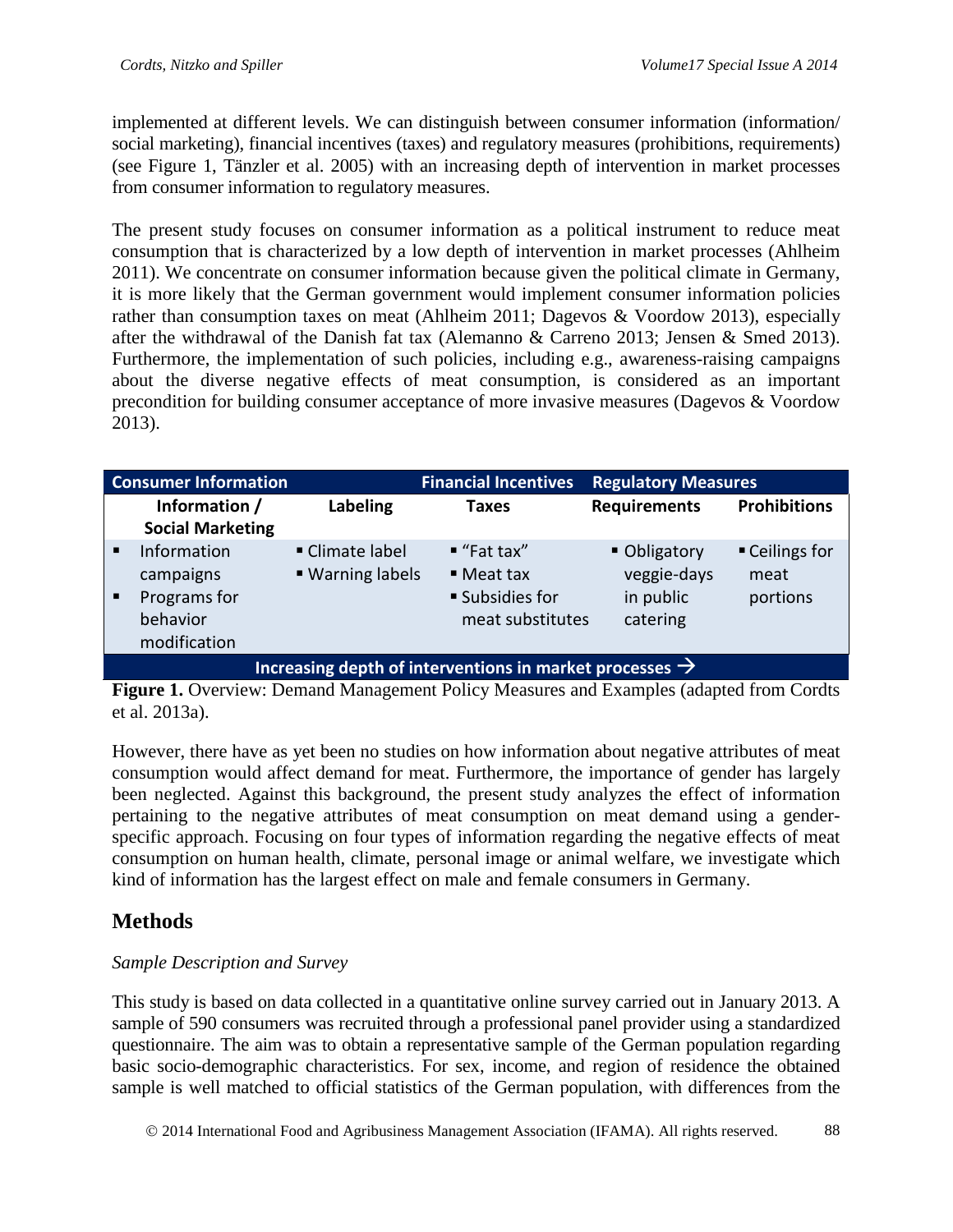implemented at different levels. We can distinguish between consumer information (information/ social marketing), financial incentives (taxes) and regulatory measures (prohibitions, requirements) (see Figure 1, Tänzler et al. 2005) with an increasing depth of intervention in market processes from consumer information to regulatory measures.

The present study focuses on consumer information as a political instrument to reduce meat consumption that is characterized by a low depth of intervention in market processes (Ahlheim 2011). We concentrate on consumer information because given the political climate in Germany, it is more likely that the German government would implement consumer information policies rather than consumption taxes on meat (Ahlheim 2011; Dagevos & Voordow 2013), especially after the withdrawal of the Danish fat tax (Alemanno & Carreno 2013; Jensen & Smed 2013). Furthermore, the implementation of such policies, including e.g., awareness-raising campaigns about the diverse negative effects of meat consumption, is considered as an important precondition for building consumer acceptance of more invasive measures (Dagevos & Voordow 2013).

| Consumer Information | | Financial Incentives | Regulatory Measures | |
|---|---|---|---|---|
| **Information / Social Marketing** | **Labeling** | **Taxes** | **Requirements** | **Prohibitions** |
| ▪ Information campaigns<br>▪ Programs for behavior modification | ▪ Climate label<br>▪ Warning labels | ▪ "Fat tax"<br>▪ Meat tax<br>▪ Subsidies for meat substitutes | ▪ Obligatory veggie-days in public catering | ▪ Ceilings for meat portions |
| **Increasing depth of interventions in market processes →** | | | | |

**Figure 1.** Overview: Demand Management Policy Measures and Examples (adapted from Cordts et al. 2013a).

However, there have as yet been no studies on how information about negative attributes of meat consumption would affect demand for meat. Furthermore, the importance of gender has largely been neglected. Against this background, the present study analyzes the effect of information pertaining to the negative attributes of meat consumption on meat demand using a gender-specific approach. Focusing on four types of information regarding the negative effects of meat consumption on human health, climate, personal image or animal welfare, we investigate which kind of information has the largest effect on male and female consumers in Germany.

## Methods

*Sample Description and Survey*

This study is based on data collected in a quantitative online survey carried out in January 2013. A sample of 590 consumers was recruited through a professional panel provider using a standardized questionnaire. The aim was to obtain a representative sample of the German population regarding basic socio-demographic characteristics. For sex, income, and region of residence the obtained sample is well matched to official statistics of the German population, with differences from the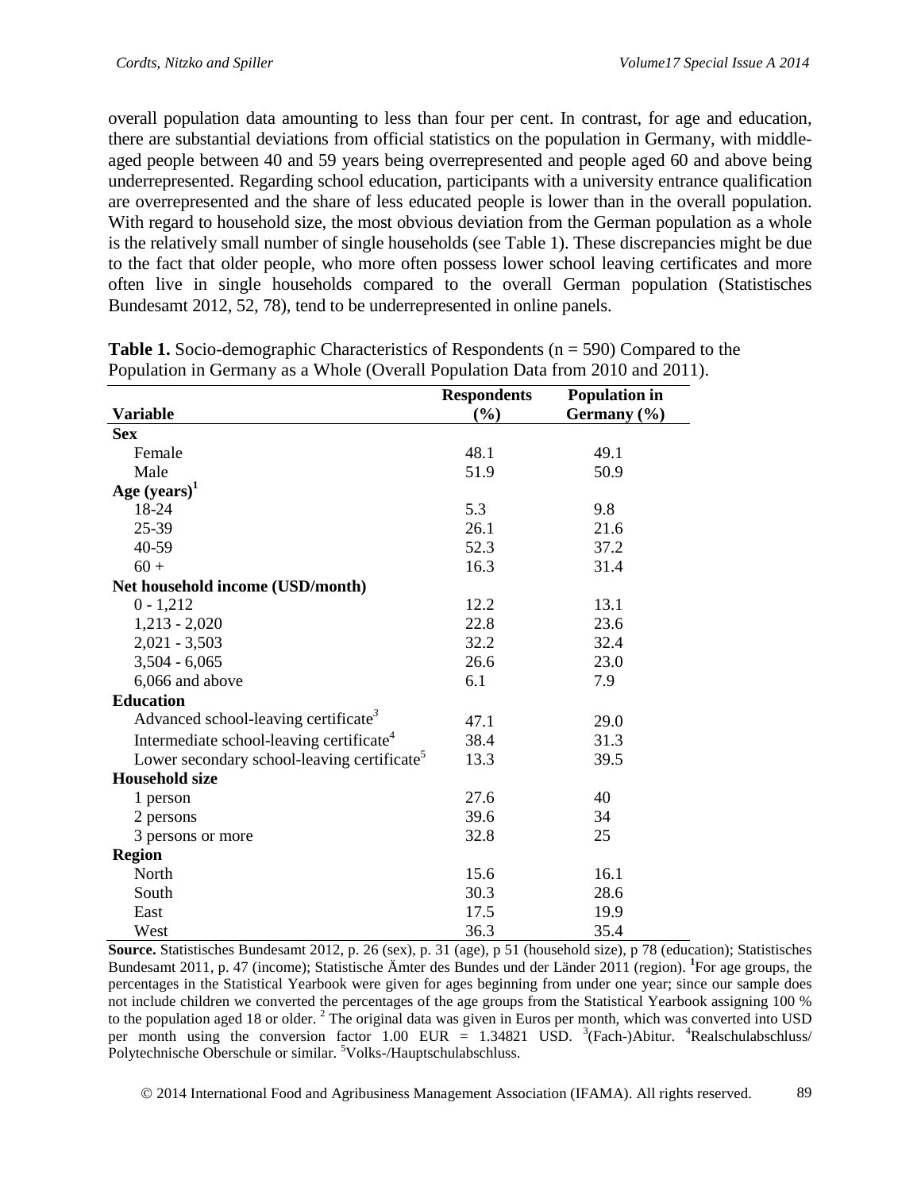overall population data amounting to less than four per cent. In contrast, for age and education, there are substantial deviations from official statistics on the population in Germany, with middle-aged people between 40 and 59 years being overrepresented and people aged 60 and above being underrepresented. Regarding school education, participants with a university entrance qualification are overrepresented and the share of less educated people is lower than in the overall population. With regard to household size, the most obvious deviation from the German population as a whole is the relatively small number of single households (see Table 1). These discrepancies might be due to the fact that older people, who more often possess lower school leaving certificates and more often live in single households compared to the overall German population (Statistisches Bundesamt 2012, 52, 78), tend to be underrepresented in online panels.

**Table 1.** Socio-demographic Characteristics of Respondents (n = 590) Compared to the Population in Germany as a Whole (Overall Population Data from 2010 and 2011).

| Variable | Respondents (%) | Population in Germany (%) |
|---|---|---|
| **Sex** | | |
| Female | 48.1 | 49.1 |
| Male | 51.9 | 50.9 |
| **Age (years)**[1] | | |
| 18-24 | 5.3 | 9.8 |
| 25-39 | 26.1 | 21.6 |
| 40-59 | 52.3 | 37.2 |
| 60 + | 16.3 | 31.4 |
| **Net household income (USD/month)** | | |
| 0 - 1,212 | 12.2 | 13.1 |
| 1,213 - 2,020 | 22.8 | 23.6 |
| 2,021 - 3,503 | 32.2 | 32.4 |
| 3,504 - 6,065 | 26.6 | 23.0 |
| 6,066 and above | 6.1 | 7.9 |
| **Education** | | |
| Advanced school-leaving certificate[3] | 47.1 | 29.0 |
| Intermediate school-leaving certificate[4] | 38.4 | 31.3 |
| Lower secondary school-leaving certificate[5] | 13.3 | 39.5 |
| **Household size** | | |
| 1 person | 27.6 | 40 |
| 2 persons | 39.6 | 34 |
| 3 persons or more | 32.8 | 25 |
| **Region** | | |
| North | 15.6 | 16.1 |
| South | 30.3 | 28.6 |
| East | 17.5 | 19.9 |
| West | 36.3 | 35.4 |

**Source.** Statistisches Bundesamt 2012, p. 26 (sex), p. 31 (age), p 51 (household size), p 78 (education); Statistisches Bundesamt 2011, p. 47 (income); Statistische Ämter des Bundes und der Länder 2011 (region). [1]For age groups, the percentages in the Statistical Yearbook were given for ages beginning from under one year; since our sample does not include children we converted the percentages of the age groups from the Statistical Yearbook assigning 100 % to the population aged 18 or older. [2] The original data was given in Euros per month, which was converted into USD per month using the conversion factor 1.00 EUR = 1.34821 USD. [3](Fach-)Abitur. [4]Realschulabschluss/ Polytechnische Oberschule or similar. [5]Volks-/Hauptschulabschluss.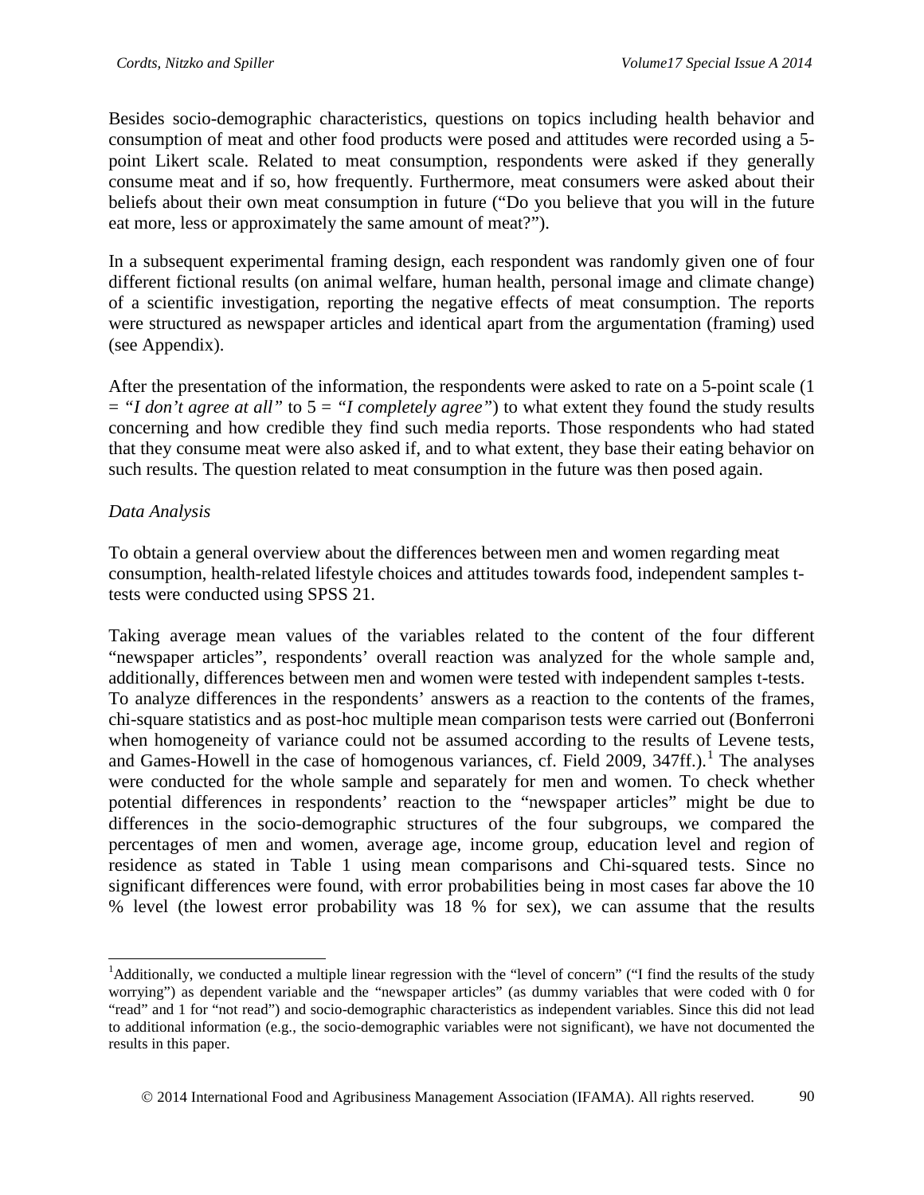Besides socio-demographic characteristics, questions on topics including health behavior and consumption of meat and other food products were posed and attitudes were recorded using a 5-point Likert scale. Related to meat consumption, respondents were asked if they generally consume meat and if so, how frequently. Furthermore, meat consumers were asked about their beliefs about their own meat consumption in future ("Do you believe that you will in the future eat more, less or approximately the same amount of meat?").

In a subsequent experimental framing design, each respondent was randomly given one of four different fictional results (on animal welfare, human health, personal image and climate change) of a scientific investigation, reporting the negative effects of meat consumption. The reports were structured as newspaper articles and identical apart from the argumentation (framing) used (see Appendix).

After the presentation of the information, the respondents were asked to rate on a 5-point scale (1 = *"I don't agree at all"* to 5 = *"I completely agree"*) to what extent they found the study results concerning and how credible they find such media reports. Those respondents who had stated that they consume meat were also asked if, and to what extent, they base their eating behavior on such results. The question related to meat consumption in the future was then posed again.

*Data Analysis*

To obtain a general overview about the differences between men and women regarding meat consumption, health-related lifestyle choices and attitudes towards food, independent samples t-tests were conducted using SPSS 21.

Taking average mean values of the variables related to the content of the four different "newspaper articles", respondents' overall reaction was analyzed for the whole sample and, additionally, differences between men and women were tested with independent samples t-tests. To analyze differences in the respondents' answers as a reaction to the contents of the frames, chi-square statistics and as post-hoc multiple mean comparison tests were carried out (Bonferroni when homogeneity of variance could not be assumed according to the results of Levene tests, and Games-Howell in the case of homogenous variances, cf. Field 2009, 347ff.).[1] The analyses were conducted for the whole sample and separately for men and women. To check whether potential differences in respondents' reaction to the "newspaper articles" might be due to differences in the socio-demographic structures of the four subgroups, we compared the percentages of men and women, average age, income group, education level and region of residence as stated in Table 1 using mean comparisons and Chi-squared tests. Since no significant differences were found, with error probabilities being in most cases far above the 10 % level (the lowest error probability was 18 % for sex), we can assume that the results

[1] Additionally, we conducted a multiple linear regression with the "level of concern" ("I find the results of the study worrying") as dependent variable and the "newspaper articles" (as dummy variables that were coded with 0 for "read" and 1 for "not read") and socio-demographic characteristics as independent variables. Since this did not lead to additional information (e.g., the socio-demographic variables were not significant), we have not documented the results in this paper.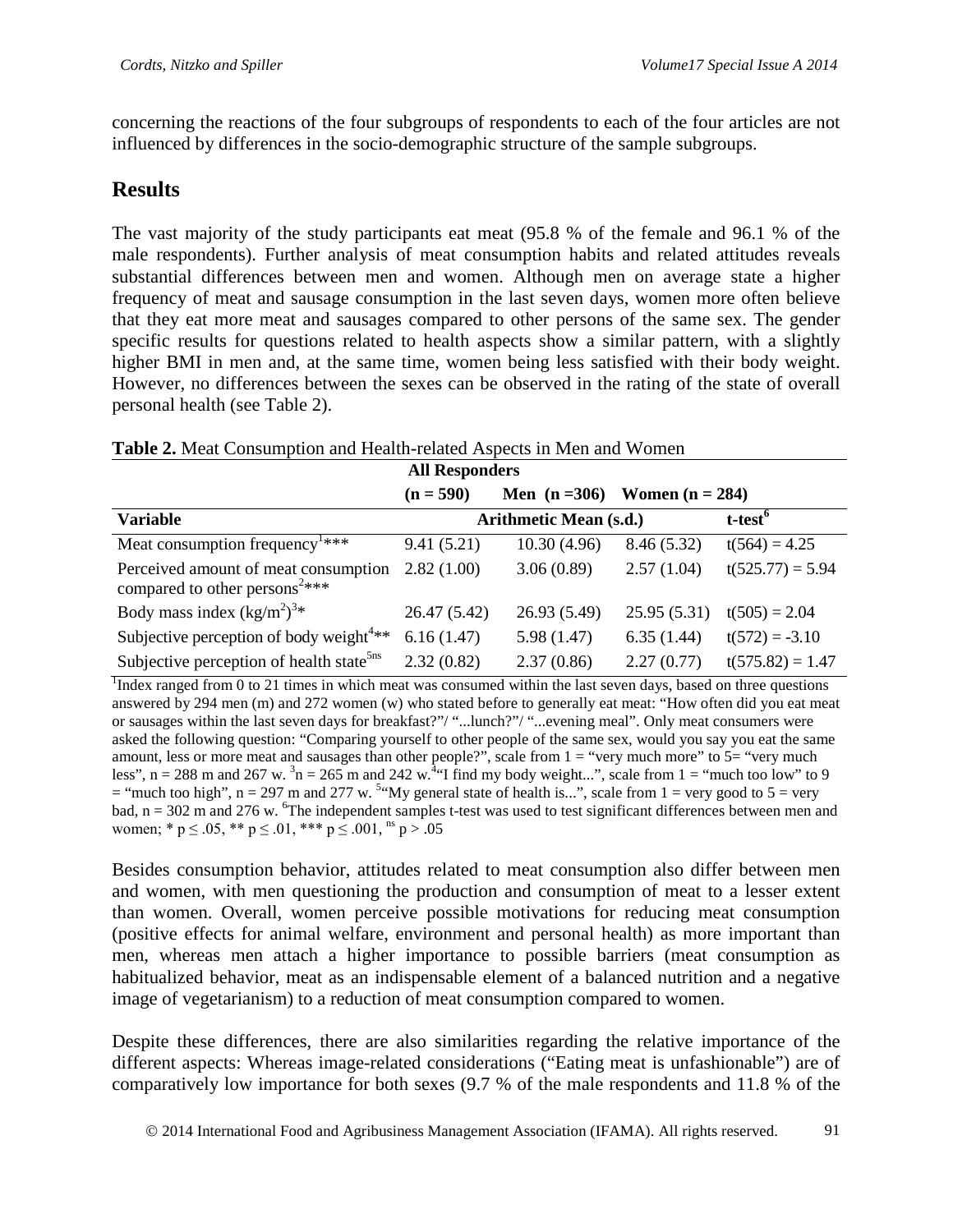concerning the reactions of the four subgroups of respondents to each of the four articles are not influenced by differences in the socio-demographic structure of the sample subgroups.

## Results

The vast majority of the study participants eat meat (95.8 % of the female and 96.1 % of the male respondents). Further analysis of meat consumption habits and related attitudes reveals substantial differences between men and women. Although men on average state a higher frequency of meat and sausage consumption in the last seven days, women more often believe that they eat more meat and sausages compared to other persons of the same sex. The gender specific results for questions related to health aspects show a similar pattern, with a slightly higher BMI in men and, at the same time, women being less satisfied with their body weight. However, no differences between the sexes can be observed in the rating of the state of overall personal health (see Table 2).

**Table 2.** Meat Consumption and Health-related Aspects in Men and Women

| | **All Responders** | | | |
|---|---|---|---|---|
| | **(n = 590)** | **Men (n =306)** | **Women (n = 284)** | |
| **Variable** | **Arithmetic Mean (s.d.)** | | | **t-test[6]** |
| Meat consumption frequency[1]*** | 9.41 (5.21) | 10.30 (4.96) | 8.46 (5.32) | $t(564) = 4.25$ |
| Perceived amount of meat consumption compared to other persons[2]*** | 2.82 (1.00) | 3.06 (0.89) | 2.57 (1.04) | $t(525.77) = 5.94$ |
| Body mass index ($kg/m^2$)[3]* | 26.47 (5.42) | 26.93 (5.49) | 25.95 (5.31) | $t(505) = 2.04$ |
| Subjective perception of body weight[4]** | 6.16 (1.47) | 5.98 (1.47) | 6.35 (1.44) | $t(572) = -3.10$ |
| Subjective perception of health state[5ns] | 2.32 (0.82) | 2.37 (0.86) | 2.27 (0.77) | $t(575.82) = 1.47$ |

[1]Index ranged from 0 to 21 times in which meat was consumed within the last seven days, based on three questions answered by 294 men (m) and 272 women (w) who stated before to generally eat meat: "How often did you eat meat or sausages within the last seven days for breakfast?"/ "...lunch?"/ "...evening meal". Only meat consumers were asked the following question: "Comparing yourself to other people of the same sex, would you say you eat the same amount, less or more meat and sausages than other people?", scale from 1 = "very much more" to 5= "very much less", n = 288 m and 267 w. [3]n = 265 m and 242 w. [4]"I find my body weight...", scale from 1 = "much too low" to 9 = "much too high", n = 297 m and 277 w. [5]"My general state of health is...", scale from 1 = very good to 5 = very bad, n = 302 m and 276 w. [6]The independent samples t-test was used to test significant differences between men and women; * $p \leq .05$, ** $p \leq .01$, *** $p \leq .001$, ns $p > .05$

Besides consumption behavior, attitudes related to meat consumption also differ between men and women, with men questioning the production and consumption of meat to a lesser extent than women. Overall, women perceive possible motivations for reducing meat consumption (positive effects for animal welfare, environment and personal health) as more important than men, whereas men attach a higher importance to possible barriers (meat consumption as habitualized behavior, meat as an indispensable element of a balanced nutrition and a negative image of vegetarianism) to a reduction of meat consumption compared to women.

Despite these differences, there are also similarities regarding the relative importance of the different aspects: Whereas image-related considerations ("Eating meat is unfashionable") are of comparatively low importance for both sexes (9.7 % of the male respondents and 11.8 % of the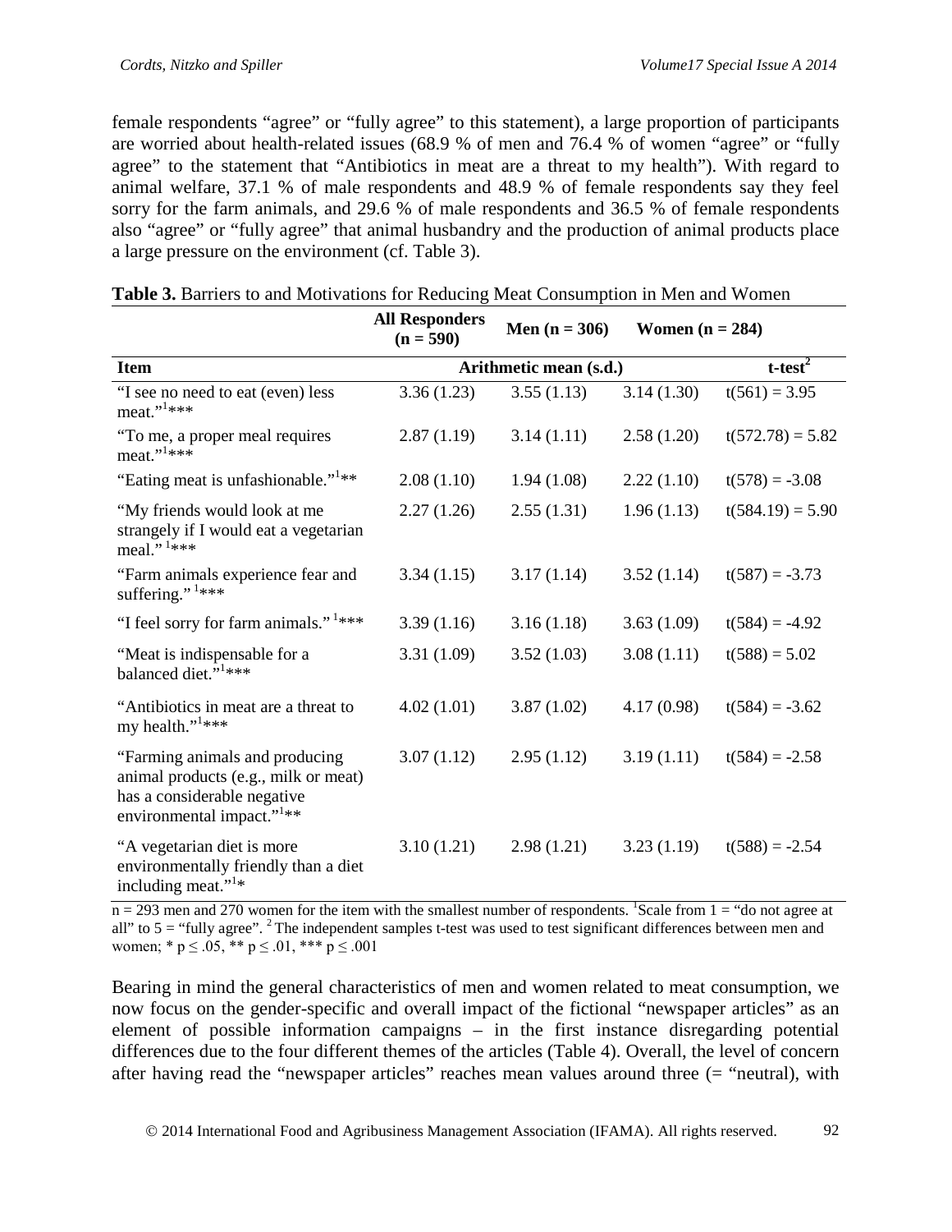female respondents "agree" or "fully agree" to this statement), a large proportion of participants are worried about health-related issues (68.9 % of men and 76.4 % of women "agree" or "fully agree" to the statement that "Antibiotics in meat are a threat to my health"). With regard to animal welfare, 37.1 % of male respondents and 48.9 % of female respondents say they feel sorry for the farm animals, and 29.6 % of male respondents and 36.5 % of female respondents also "agree" or "fully agree" that animal husbandry and the production of animal products place a large pressure on the environment (cf. Table 3).

**Table 3.** Barriers to and Motivations for Reducing Meat Consumption in Men and Women

| | **All Responders (n = 590)** | **Men (n = 306)** | **Women (n = 284)** | |
|---|---|---|---|---|
| **Item** | **Arithmetic mean (s.d.)** | | | **t-test[2]** |
| "I see no need to eat (even) less meat."[1]*** | 3.36 (1.23) | 3.55 (1.13) | 3.14 (1.30) | t(561) = 3.95 |
| "To me, a proper meal requires meat."[1]*** | 2.87 (1.19) | 3.14 (1.11) | 2.58 (1.20) | t(572.78) = 5.82 |
| "Eating meat is unfashionable."[1]** | 2.08 (1.10) | 1.94 (1.08) | 2.22 (1.10) | t(578) = -3.08 |
| "My friends would look at me strangely if I would eat a vegetarian meal." [1]*** | 2.27 (1.26) | 2.55 (1.31) | 1.96 (1.13) | t(584.19) = 5.90 |
| "Farm animals experience fear and suffering." [1]*** | 3.34 (1.15) | 3.17 (1.14) | 3.52 (1.14) | t(587) = -3.73 |
| "I feel sorry for farm animals." [1]*** | 3.39 (1.16) | 3.16 (1.18) | 3.63 (1.09) | t(584) = -4.92 |
| "Meat is indispensable for a balanced diet."[1]*** | 3.31 (1.09) | 3.52 (1.03) | 3.08 (1.11) | t(588) = 5.02 |
| "Antibiotics in meat are a threat to my health."[1]*** | 4.02 (1.01) | 3.87 (1.02) | 4.17 (0.98) | t(584) = -3.62 |
| "Farming animals and producing animal products (e.g., milk or meat) has a considerable negative environmental impact."[1]** | 3.07 (1.12) | 2.95 (1.12) | 3.19 (1.11) | t(584) = -2.58 |
| "A vegetarian diet is more environmentally friendly than a diet including meat."[1]* | 3.10 (1.21) | 2.98 (1.21) | 3.23 (1.19) | t(588) = -2.54 |

n = 293 men and 270 women for the item with the smallest number of respondents. [1]Scale from 1 = "do not agree at all" to 5 = "fully agree". [2] The independent samples t-test was used to test significant differences between men and women; * $p \leq .05$, ** $p \leq .01$, *** $p \leq .001$

Bearing in mind the general characteristics of men and women related to meat consumption, we now focus on the gender-specific and overall impact of the fictional "newspaper articles" as an element of possible information campaigns – in the first instance disregarding potential differences due to the four different themes of the articles (Table 4). Overall, the level of concern after having read the "newspaper articles" reaches mean values around three (= "neutral), with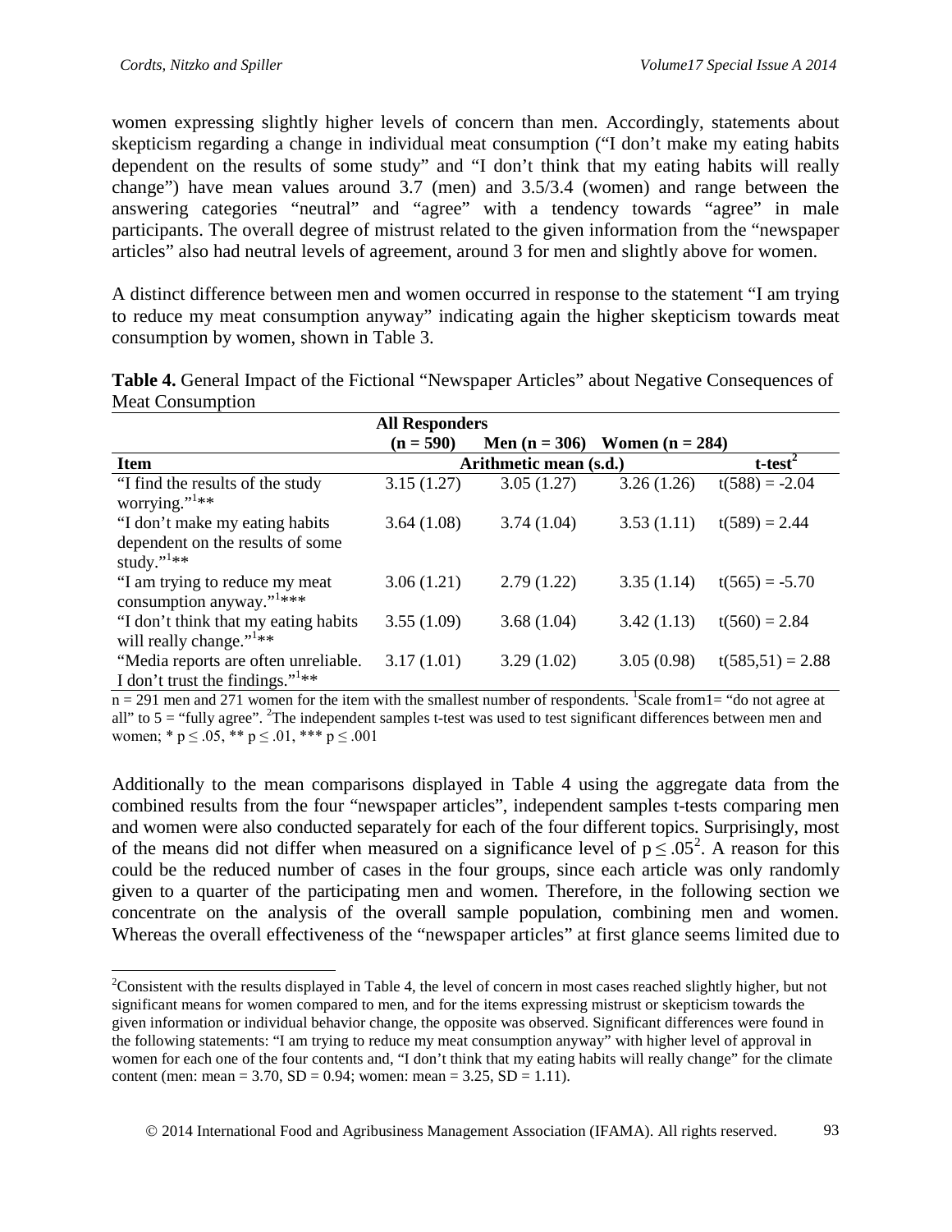women expressing slightly higher levels of concern than men. Accordingly, statements about skepticism regarding a change in individual meat consumption ("I don't make my eating habits dependent on the results of some study" and "I don't think that my eating habits will really change") have mean values around 3.7 (men) and 3.5/3.4 (women) and range between the answering categories "neutral" and "agree" with a tendency towards "agree" in male participants. The overall degree of mistrust related to the given information from the "newspaper articles" also had neutral levels of agreement, around 3 for men and slightly above for women.

A distinct difference between men and women occurred in response to the statement "I am trying to reduce my meat consumption anyway" indicating again the higher skepticism towards meat consumption by women, shown in Table 3.

**Table 4.** General Impact of the Fictional "Newspaper Articles" about Negative Consequences of Meat Consumption

| | All Responders (n = 590) | Men (n = 306) | Women (n = 284) | |
|---|---|---|---|---|
| **Item** | Arithmetic mean (s.d.) | | | t-test[2] |
| "I find the results of the study worrying."[1]** | 3.15 (1.27) | 3.05 (1.27) | 3.26 (1.26) | t(588) = -2.04 |
| "I don't make my eating habits dependent on the results of some study."[1]** | 3.64 (1.08) | 3.74 (1.04) | 3.53 (1.11) | t(589) = 2.44 |
| "I am trying to reduce my meat consumption anyway."[1]*** | 3.06 (1.21) | 2.79 (1.22) | 3.35 (1.14) | t(565) = -5.70 |
| "I don't think that my eating habits will really change."[1]** | 3.55 (1.09) | 3.68 (1.04) | 3.42 (1.13) | t(560) = 2.84 |
| "Media reports are often unreliable. I don't trust the findings."[1]** | 3.17 (1.01) | 3.29 (1.02) | 3.05 (0.98) | t(585,51) = 2.88 |

n = 291 men and 271 women for the item with the smallest number of respondents. [1]Scale from1= "do not agree at all" to 5 = "fully agree". [2]The independent samples t-test was used to test significant differences between men and women; * $p \leq .05$, ** $p \leq .01$, *** $p \leq .001$

Additionally to the mean comparisons displayed in Table 4 using the aggregate data from the combined results from the four "newspaper articles", independent samples t-tests comparing men and women were also conducted separately for each of the four different topics. Surprisingly, most of the means did not differ when measured on a significance level of $p \leq .05$[2]. A reason for this could be the reduced number of cases in the four groups, since each article was only randomly given to a quarter of the participating men and women. Therefore, in the following section we concentrate on the analysis of the overall sample population, combining men and women. Whereas the overall effectiveness of the "newspaper articles" at first glance seems limited due to

[2]Consistent with the results displayed in Table 4, the level of concern in most cases reached slightly higher, but not significant means for women compared to men, and for the items expressing mistrust or skepticism towards the given information or individual behavior change, the opposite was observed. Significant differences were found in the following statements: "I am trying to reduce my meat consumption anyway" with higher level of approval in women for each one of the four contents and, "I don't think that my eating habits will really change" for the climate content (men: mean = 3.70, SD = 0.94; women: mean = 3.25, SD = 1.11).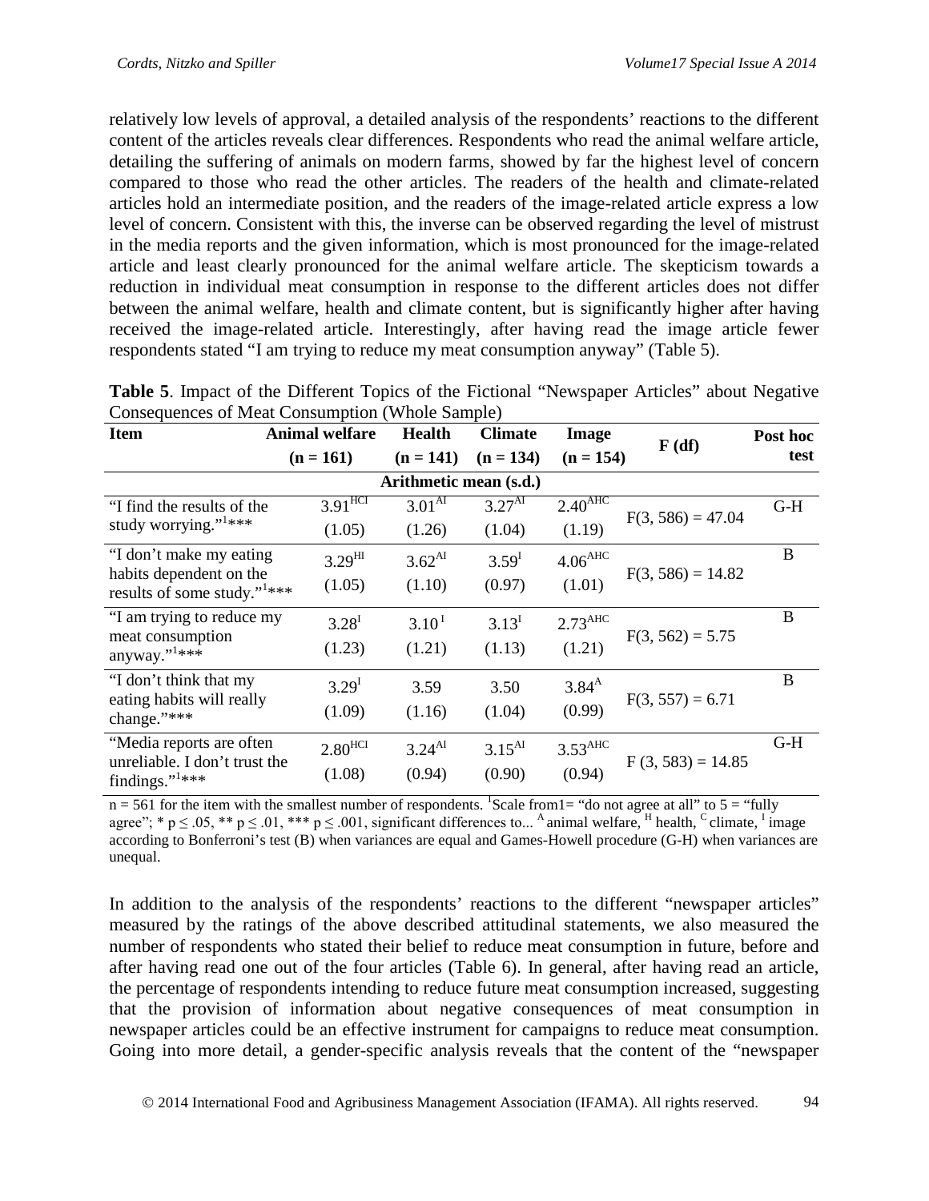relatively low levels of approval, a detailed analysis of the respondents' reactions to the different content of the articles reveals clear differences. Respondents who read the animal welfare article, detailing the suffering of animals on modern farms, showed by far the highest level of concern compared to those who read the other articles. The readers of the health and climate-related articles hold an intermediate position, and the readers of the image-related article express a low level of concern. Consistent with this, the inverse can be observed regarding the level of mistrust in the media reports and the given information, which is most pronounced for the image-related article and least clearly pronounced for the animal welfare article. The skepticism towards a reduction in individual meat consumption in response to the different articles does not differ between the animal welfare, health and climate content, but is significantly higher after having received the image-related article. Interestingly, after having read the image article fewer respondents stated "I am trying to reduce my meat consumption anyway" (Table 5).

**Table 5**. Impact of the Different Topics of the Fictional "Newspaper Articles" about Negative Consequences of Meat Consumption (Whole Sample)

| Item | Animal welfare (n = 161) | Health (n = 141) | Climate (n = 134) | Image (n = 154) | F (df) | Post hoc test |
|---|---|---|---|---|---|---|
| | Arithmetic mean (s.d.) | | | | | |
| "I find the results of the study worrying."[1]*** | $3.91^{HCI}$ (1.05) | $3.01^{AI}$ (1.26) | $3.27^{AI}$ (1.04) | $2.40^{AHC}$ (1.19) | $F(3, 586) = 47.04$ | G-H |
| "I don't make my eating habits dependent on the results of some study."[1]*** | $3.29^{HI}$ (1.05) | $3.62^{AI}$ (1.10) | $3.59^{I}$ (0.97) | $4.06^{AHC}$ (1.01) | $F(3, 586) = 14.82$ | B |
| "I am trying to reduce my meat consumption anyway."[1]*** | $3.28^{I}$ (1.23) | $3.10^{I}$ (1.21) | $3.13^{I}$ (1.13) | $2.73^{AHC}$ (1.21) | $F(3, 562) = 5.75$ | B |
| "I don't think that my eating habits will really change."*** | $3.29^{I}$ (1.09) | 3.59 (1.16) | 3.50 (1.04) | $3.84^{A}$ (0.99) | $F(3, 557) = 6.71$ | B |
| "Media reports are often unreliable. I don't trust the findings."[1]*** | $2.80^{HCI}$ (1.08) | $3.24^{AI}$ (0.94) | $3.15^{AI}$ (0.90) | $3.53^{AHC}$ (0.94) | $F(3, 583) = 14.85$ | G-H |

n = 561 for the item with the smallest number of respondents. [1]Scale from1= "do not agree at all" to 5 = "fully agree"; * $p \leq .05$, ** $p \leq .01$, *** $p \leq .001$, significant differences to... [A] animal welfare, [H] health, [C] climate, [I] image according to Bonferroni's test (B) when variances are equal and Games-Howell procedure (G-H) when variances are unequal.

In addition to the analysis of the respondents' reactions to the different "newspaper articles" measured by the ratings of the above described attitudinal statements, we also measured the number of respondents who stated their belief to reduce meat consumption in future, before and after having read one out of the four articles (Table 6). In general, after having read an article, the percentage of respondents intending to reduce future meat consumption increased, suggesting that the provision of information about negative consequences of meat consumption in newspaper articles could be an effective instrument for campaigns to reduce meat consumption. Going into more detail, a gender-specific analysis reveals that the content of the "newspaper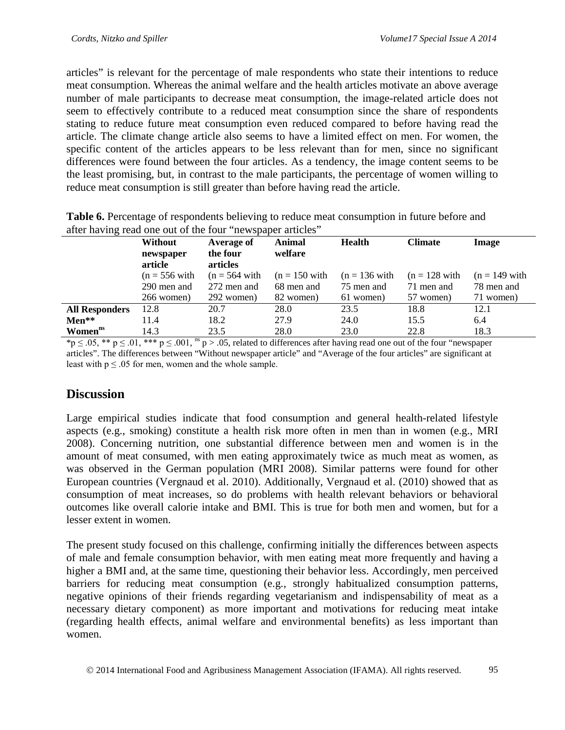articles" is relevant for the percentage of male respondents who state their intentions to reduce meat consumption. Whereas the animal welfare and the health articles motivate an above average number of male participants to decrease meat consumption, the image-related article does not seem to effectively contribute to a reduced meat consumption since the share of respondents stating to reduce future meat consumption even reduced compared to before having read the article. The climate change article also seems to have a limited effect on men. For women, the specific content of the articles appears to be less relevant than for men, since no significant differences were found between the four articles. As a tendency, the image content seems to be the least promising, but, in contrast to the male participants, the percentage of women willing to reduce meat consumption is still greater than before having read the article.

**Table 6.** Percentage of respondents believing to reduce meat consumption in future before and after having read one out of the four "newspaper articles"

| | **Without newspaper article** (n = 556 with 290 men and 266 women) | **Average of the four articles** (n = 564 with 272 men and 292 women) | **Animal welfare** (n = 150 with 68 men and 82 women) | **Health** (n = 136 with 75 men and 61 women) | **Climate** (n = 128 with 71 men and 57 women) | **Image** (n = 149 with 78 men and 71 women) |
|---|---|---|---|---|---|---|
| **All Responders** | 12.8 | 20.7 | 28.0 | 23.5 | 18.8 | 12.1 |
| **Men**** | 11.4 | 18.2 | 27.9 | 24.0 | 15.5 | 6.4 |
| **Women**$^{ns}$ | 14.3 | 23.5 | 28.0 | 23.0 | 22.8 | 18.3 |

*$p \leq .05$, ** $p \leq .01$, *** $p \leq .001$, $^{ns}$ $p > .05$, related to differences after having read one out of the four "newspaper articles". The differences between "Without newspaper article" and "Average of the four articles" are significant at least with $p \leq .05$ for men, women and the whole sample.

## Discussion

Large empirical studies indicate that food consumption and general health-related lifestyle aspects (e.g., smoking) constitute a health risk more often in men than in women (e.g., MRI 2008). Concerning nutrition, one substantial difference between men and women is in the amount of meat consumed, with men eating approximately twice as much meat as women, as was observed in the German population (MRI 2008). Similar patterns were found for other European countries (Vergnaud et al. 2010). Additionally, Vergnaud et al. (2010) showed that as consumption of meat increases, so do problems with health relevant behaviors or behavioral outcomes like overall calorie intake and BMI. This is true for both men and women, but for a lesser extent in women.

The present study focused on this challenge, confirming initially the differences between aspects of male and female consumption behavior, with men eating meat more frequently and having a higher a BMI and, at the same time, questioning their behavior less. Accordingly, men perceived barriers for reducing meat consumption (e.g., strongly habitualized consumption patterns, negative opinions of their friends regarding vegetarianism and indispensability of meat as a necessary dietary component) as more important and motivations for reducing meat intake (regarding health effects, animal welfare and environmental benefits) as less important than women.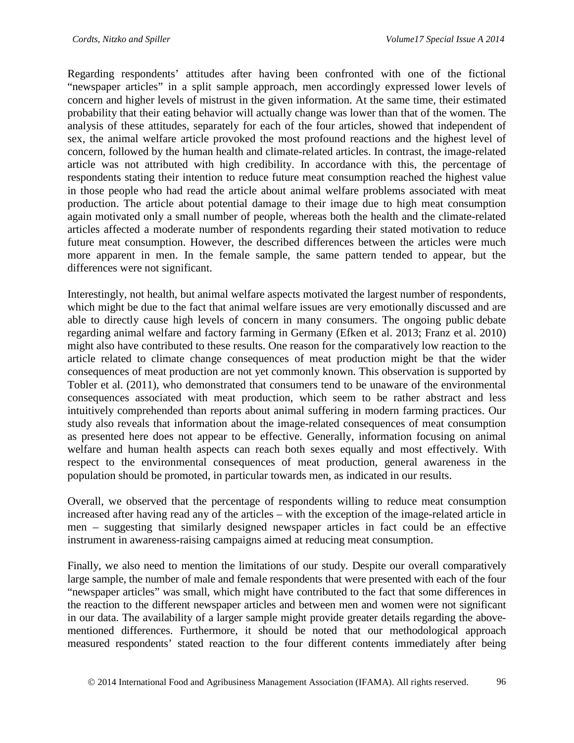Regarding respondents' attitudes after having been confronted with one of the fictional "newspaper articles" in a split sample approach, men accordingly expressed lower levels of concern and higher levels of mistrust in the given information. At the same time, their estimated probability that their eating behavior will actually change was lower than that of the women. The analysis of these attitudes, separately for each of the four articles, showed that independent of sex, the animal welfare article provoked the most profound reactions and the highest level of concern, followed by the human health and climate-related articles. In contrast, the image-related article was not attributed with high credibility. In accordance with this, the percentage of respondents stating their intention to reduce future meat consumption reached the highest value in those people who had read the article about animal welfare problems associated with meat production. The article about potential damage to their image due to high meat consumption again motivated only a small number of people, whereas both the health and the climate-related articles affected a moderate number of respondents regarding their stated motivation to reduce future meat consumption. However, the described differences between the articles were much more apparent in men. In the female sample, the same pattern tended to appear, but the differences were not significant.

Interestingly, not health, but animal welfare aspects motivated the largest number of respondents, which might be due to the fact that animal welfare issues are very emotionally discussed and are able to directly cause high levels of concern in many consumers. The ongoing public debate regarding animal welfare and factory farming in Germany (Efken et al. 2013; Franz et al. 2010) might also have contributed to these results. One reason for the comparatively low reaction to the article related to climate change consequences of meat production might be that the wider consequences of meat production are not yet commonly known. This observation is supported by Tobler et al. (2011), who demonstrated that consumers tend to be unaware of the environmental consequences associated with meat production, which seem to be rather abstract and less intuitively comprehended than reports about animal suffering in modern farming practices. Our study also reveals that information about the image-related consequences of meat consumption as presented here does not appear to be effective. Generally, information focusing on animal welfare and human health aspects can reach both sexes equally and most effectively. With respect to the environmental consequences of meat production, general awareness in the population should be promoted, in particular towards men, as indicated in our results.

Overall, we observed that the percentage of respondents willing to reduce meat consumption increased after having read any of the articles – with the exception of the image-related article in men – suggesting that similarly designed newspaper articles in fact could be an effective instrument in awareness-raising campaigns aimed at reducing meat consumption.

Finally, we also need to mention the limitations of our study. Despite our overall comparatively large sample, the number of male and female respondents that were presented with each of the four "newspaper articles" was small, which might have contributed to the fact that some differences in the reaction to the different newspaper articles and between men and women were not significant in our data. The availability of a larger sample might provide greater details regarding the above-mentioned differences. Furthermore, it should be noted that our methodological approach measured respondents' stated reaction to the four different contents immediately after being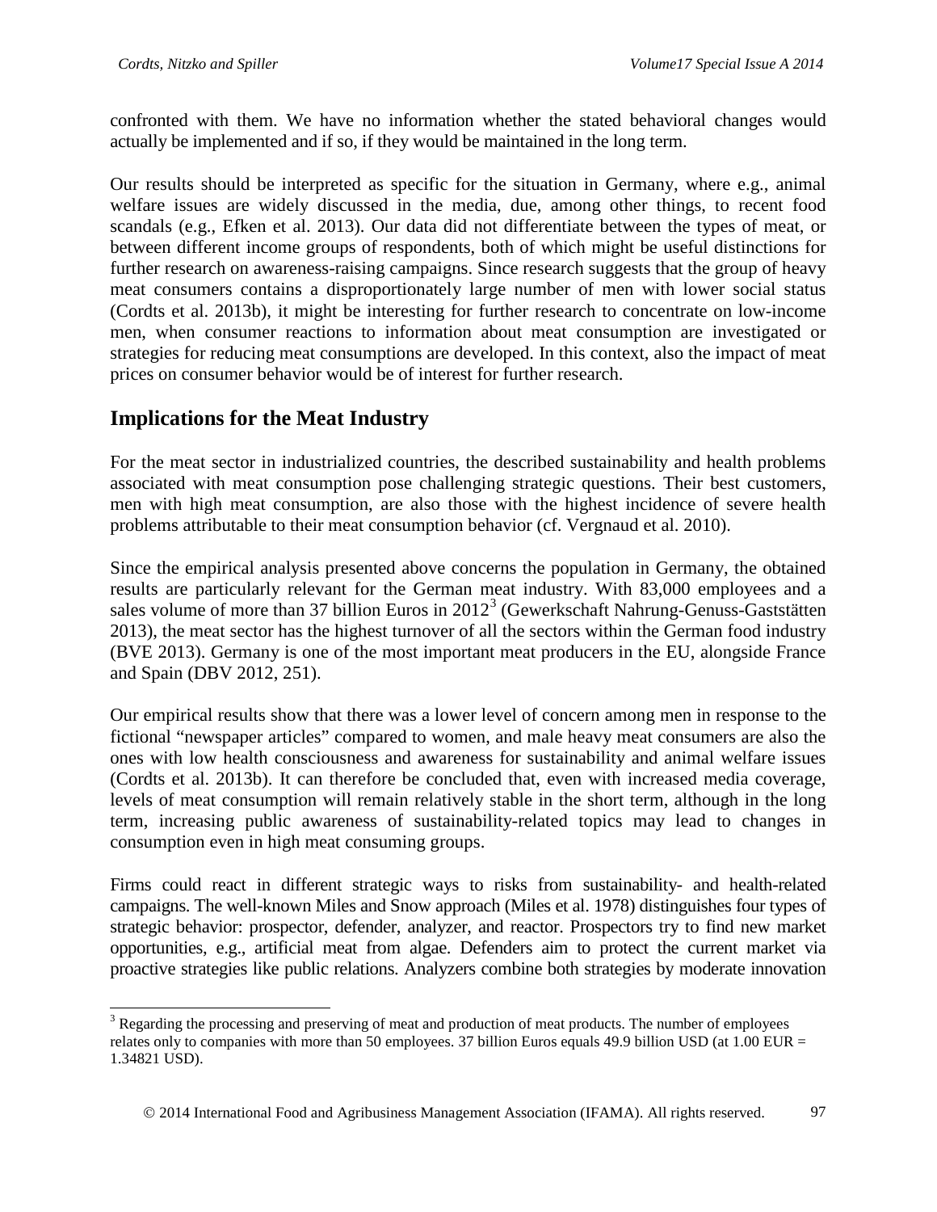confronted with them. We have no information whether the stated behavioral changes would actually be implemented and if so, if they would be maintained in the long term.

Our results should be interpreted as specific for the situation in Germany, where e.g., animal welfare issues are widely discussed in the media, due, among other things, to recent food scandals (e.g., Efken et al. 2013). Our data did not differentiate between the types of meat, or between different income groups of respondents, both of which might be useful distinctions for further research on awareness-raising campaigns. Since research suggests that the group of heavy meat consumers contains a disproportionately large number of men with lower social status (Cordts et al. 2013b), it might be interesting for further research to concentrate on low-income men, when consumer reactions to information about meat consumption are investigated or strategies for reducing meat consumptions are developed. In this context, also the impact of meat prices on consumer behavior would be of interest for further research.

## Implications for the Meat Industry

For the meat sector in industrialized countries, the described sustainability and health problems associated with meat consumption pose challenging strategic questions. Their best customers, men with high meat consumption, are also those with the highest incidence of severe health problems attributable to their meat consumption behavior (cf. Vergnaud et al. 2010).

Since the empirical analysis presented above concerns the population in Germany, the obtained results are particularly relevant for the German meat industry. With 83,000 employees and a sales volume of more than 37 billion Euros in 2012[3] (Gewerkschaft Nahrung-Genuss-Gaststätten 2013), the meat sector has the highest turnover of all the sectors within the German food industry (BVE 2013). Germany is one of the most important meat producers in the EU, alongside France and Spain (DBV 2012, 251).

Our empirical results show that there was a lower level of concern among men in response to the fictional "newspaper articles" compared to women, and male heavy meat consumers are also the ones with low health consciousness and awareness for sustainability and animal welfare issues (Cordts et al. 2013b). It can therefore be concluded that, even with increased media coverage, levels of meat consumption will remain relatively stable in the short term, although in the long term, increasing public awareness of sustainability-related topics may lead to changes in consumption even in high meat consuming groups.

Firms could react in different strategic ways to risks from sustainability- and health-related campaigns. The well-known Miles and Snow approach (Miles et al. 1978) distinguishes four types of strategic behavior: prospector, defender, analyzer, and reactor. Prospectors try to find new market opportunities, e.g., artificial meat from algae. Defenders aim to protect the current market via proactive strategies like public relations. Analyzers combine both strategies by moderate innovation

[3] Regarding the processing and preserving of meat and production of meat products. The number of employees relates only to companies with more than 50 employees. 37 billion Euros equals 49.9 billion USD (at 1.00 EUR = 1.34821 USD).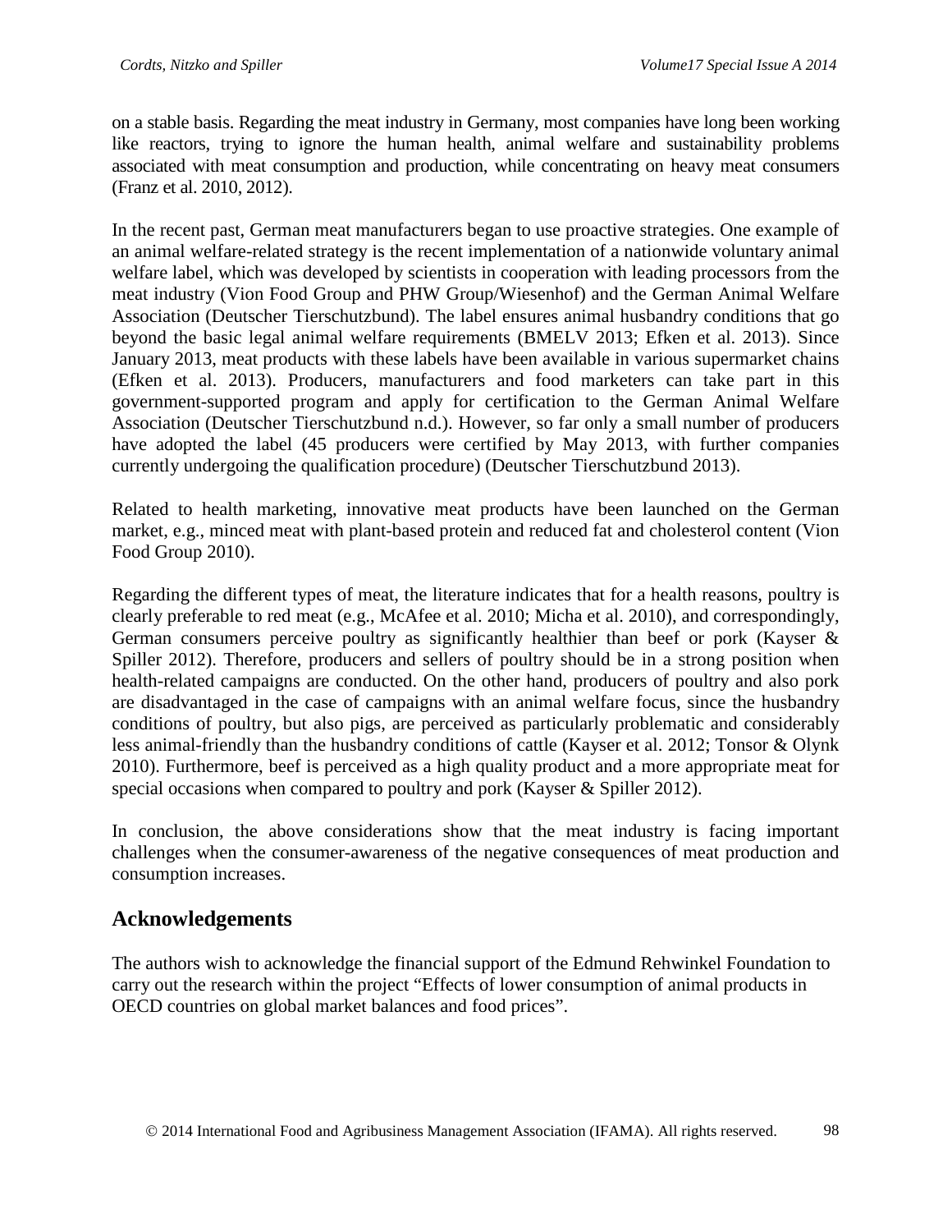on a stable basis. Regarding the meat industry in Germany, most companies have long been working like reactors, trying to ignore the human health, animal welfare and sustainability problems associated with meat consumption and production, while concentrating on heavy meat consumers (Franz et al. 2010, 2012).

In the recent past, German meat manufacturers began to use proactive strategies. One example of an animal welfare-related strategy is the recent implementation of a nationwide voluntary animal welfare label, which was developed by scientists in cooperation with leading processors from the meat industry (Vion Food Group and PHW Group/Wiesenhof) and the German Animal Welfare Association (Deutscher Tierschutzbund). The label ensures animal husbandry conditions that go beyond the basic legal animal welfare requirements (BMELV 2013; Efken et al. 2013). Since January 2013, meat products with these labels have been available in various supermarket chains (Efken et al. 2013). Producers, manufacturers and food marketers can take part in this government-supported program and apply for certification to the German Animal Welfare Association (Deutscher Tierschutzbund n.d.). However, so far only a small number of producers have adopted the label (45 producers were certified by May 2013, with further companies currently undergoing the qualification procedure) (Deutscher Tierschutzbund 2013).

Related to health marketing, innovative meat products have been launched on the German market, e.g., minced meat with plant-based protein and reduced fat and cholesterol content (Vion Food Group 2010).

Regarding the different types of meat, the literature indicates that for a health reasons, poultry is clearly preferable to red meat (e.g., McAfee et al. 2010; Micha et al. 2010), and correspondingly, German consumers perceive poultry as significantly healthier than beef or pork (Kayser & Spiller 2012). Therefore, producers and sellers of poultry should be in a strong position when health-related campaigns are conducted. On the other hand, producers of poultry and also pork are disadvantaged in the case of campaigns with an animal welfare focus, since the husbandry conditions of poultry, but also pigs, are perceived as particularly problematic and considerably less animal-friendly than the husbandry conditions of cattle (Kayser et al. 2012; Tonsor & Olynk 2010). Furthermore, beef is perceived as a high quality product and a more appropriate meat for special occasions when compared to poultry and pork (Kayser & Spiller 2012).

In conclusion, the above considerations show that the meat industry is facing important challenges when the consumer-awareness of the negative consequences of meat production and consumption increases.

## Acknowledgements

The authors wish to acknowledge the financial support of the Edmund Rehwinkel Foundation to carry out the research within the project "Effects of lower consumption of animal products in OECD countries on global market balances and food prices".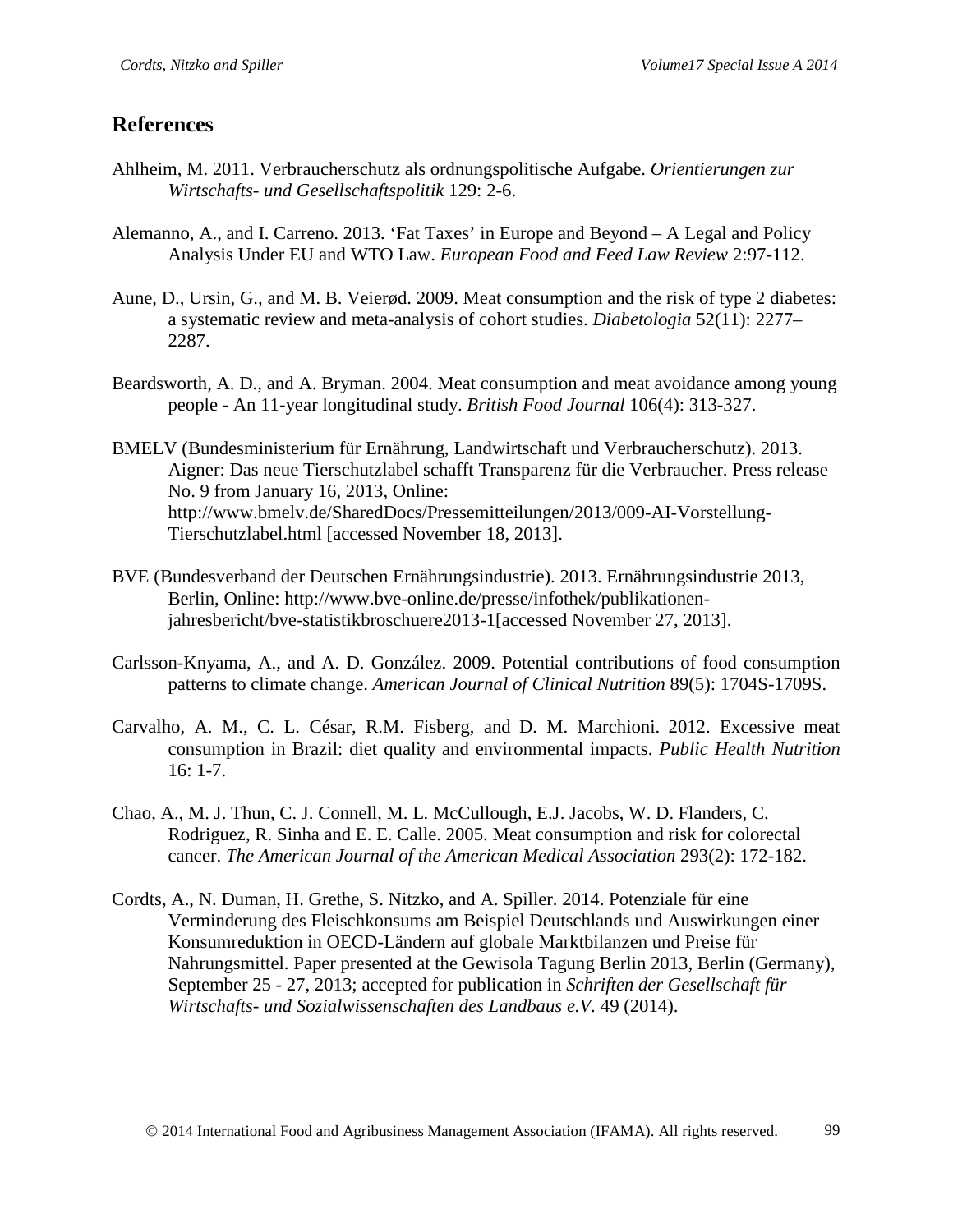## References

Ahlheim, M. 2011. Verbraucherschutz als ordnungspolitische Aufgabe. *Orientierungen zur Wirtschafts- und Gesellschaftspolitik* 129: 2-6.

Alemanno, A., and I. Carreno. 2013. 'Fat Taxes' in Europe and Beyond – A Legal and Policy Analysis Under EU and WTO Law. *European Food and Feed Law Review* 2:97-112.

Aune, D., Ursin, G., and M. B. Veierød. 2009. Meat consumption and the risk of type 2 diabetes: a systematic review and meta-analysis of cohort studies. *Diabetologia* 52(11): 2277–2287.

Beardsworth, A. D., and A. Bryman. 2004. Meat consumption and meat avoidance among young people - An 11-year longitudinal study. *British Food Journal* 106(4): 313-327.

BMELV (Bundesministerium für Ernährung, Landwirtschaft und Verbraucherschutz). 2013. Aigner: Das neue Tierschutzlabel schafft Transparenz für die Verbraucher. Press release No. 9 from January 16, 2013, Online: http://www.bmelv.de/SharedDocs/Pressemitteilungen/2013/009-AI-Vorstellung-Tierschutzlabel.html [accessed November 18, 2013].

BVE (Bundesverband der Deutschen Ernährungsindustrie). 2013. Ernährungsindustrie 2013, Berlin, Online: http://www.bve-online.de/presse/infothek/publikationen-jahresbericht/bve-statistikbroschuere2013-1[accessed November 27, 2013].

Carlsson-Knyama, A., and A. D. González. 2009. Potential contributions of food consumption patterns to climate change. *American Journal of Clinical Nutrition* 89(5): 1704S-1709S.

Carvalho, A. M., C. L. César, R.M. Fisberg, and D. M. Marchioni. 2012. Excessive meat consumption in Brazil: diet quality and environmental impacts. *Public Health Nutrition* 16: 1-7.

Chao, A., M. J. Thun, C. J. Connell, M. L. McCullough, E.J. Jacobs, W. D. Flanders, C. Rodriguez, R. Sinha and E. E. Calle. 2005. Meat consumption and risk for colorectal cancer. *The American Journal of the American Medical Association* 293(2): 172-182.

Cordts, A., N. Duman, H. Grethe, S. Nitzko, and A. Spiller. 2014. Potenziale für eine Verminderung des Fleischkonsums am Beispiel Deutschlands und Auswirkungen einer Konsumreduktion in OECD-Ländern auf globale Marktbilanzen und Preise für Nahrungsmittel. Paper presented at the Gewisola Tagung Berlin 2013, Berlin (Germany), September 25 - 27, 2013; accepted for publication in *Schriften der Gesellschaft für Wirtschafts- und Sozialwissenschaften des Landbaus e.V.* 49 (2014).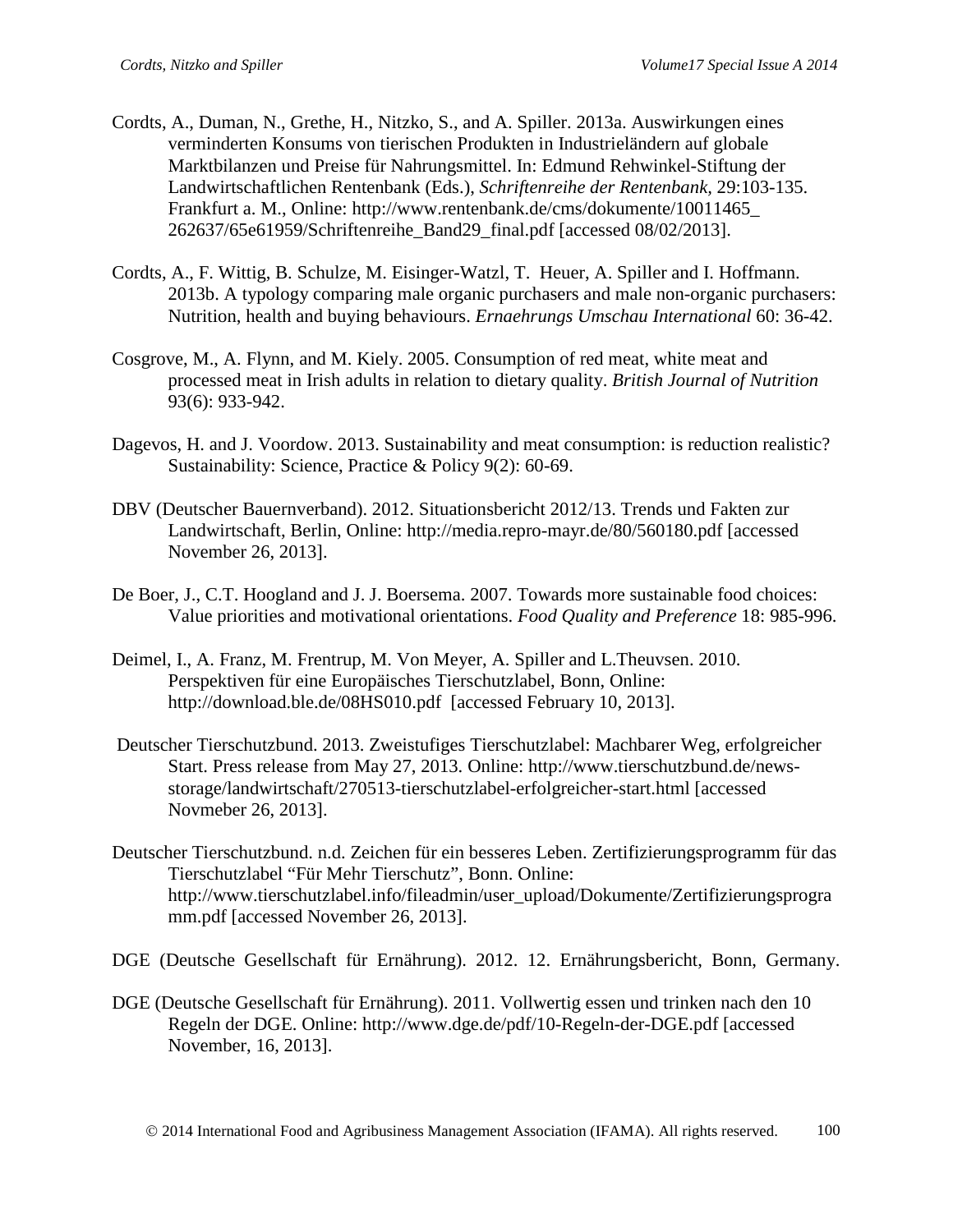Cordts, A., Duman, N., Grethe, H., Nitzko, S., and A. Spiller. 2013a. Auswirkungen eines verminderten Konsums von tierischen Produkten in Industrieländern auf globale Marktbilanzen und Preise für Nahrungsmittel. In: Edmund Rehwinkel-Stiftung der Landwirtschaftlichen Rentenbank (Eds.), *Schriftenreihe der Rentenbank*, 29:103-135. Frankfurt a. M., Online: http://www.rentenbank.de/cms/dokumente/10011465_262637/65e61959/Schriftenreihe_Band29_final.pdf [accessed 08/02/2013].

Cordts, A., F. Wittig, B. Schulze, M. Eisinger-Watzl, T. Heuer, A. Spiller and I. Hoffmann. 2013b. A typology comparing male organic purchasers and male non-organic purchasers: Nutrition, health and buying behaviours. *Ernaehrungs Umschau International* 60: 36-42.

Cosgrove, M., A. Flynn, and M. Kiely. 2005. Consumption of red meat, white meat and processed meat in Irish adults in relation to dietary quality. *British Journal of Nutrition* 93(6): 933-942.

Dagevos, H. and J. Voordow. 2013. Sustainability and meat consumption: is reduction realistic? Sustainability: Science, Practice & Policy 9(2): 60-69.

DBV (Deutscher Bauernverband). 2012. Situationsbericht 2012/13. Trends und Fakten zur Landwirtschaft, Berlin, Online: http://media.repro-mayr.de/80/560180.pdf [accessed November 26, 2013].

De Boer, J., C.T. Hoogland and J. J. Boersema. 2007. Towards more sustainable food choices: Value priorities and motivational orientations. *Food Quality and Preference* 18: 985-996.

Deimel, I., A. Franz, M. Frentrup, M. Von Meyer, A. Spiller and L.Theuvsen. 2010. Perspektiven für eine Europäisches Tierschutzlabel, Bonn, Online: http://download.ble.de/08HS010.pdf [accessed February 10, 2013].

Deutscher Tierschutzbund. 2013. Zweistufiges Tierschutzlabel: Machbarer Weg, erfolgreicher Start. Press release from May 27, 2013. Online: http://www.tierschutzbund.de/news-storage/landwirtschaft/270513-tierschutzlabel-erfolgreicher-start.html [accessed Novmeber 26, 2013].

Deutscher Tierschutzbund. n.d. Zeichen für ein besseres Leben. Zertifizierungsprogramm für das Tierschutzlabel "Für Mehr Tierschutz", Bonn. Online: http://www.tierschutzlabel.info/fileadmin/user_upload/Dokumente/Zertifizierungsprogramm.pdf [accessed November 26, 2013].

DGE (Deutsche Gesellschaft für Ernährung). 2012. 12. Ernährungsbericht, Bonn, Germany.

DGE (Deutsche Gesellschaft für Ernährung). 2011. Vollwertig essen und trinken nach den 10 Regeln der DGE. Online: http://www.dge.de/pdf/10-Regeln-der-DGE.pdf [accessed November, 16, 2013].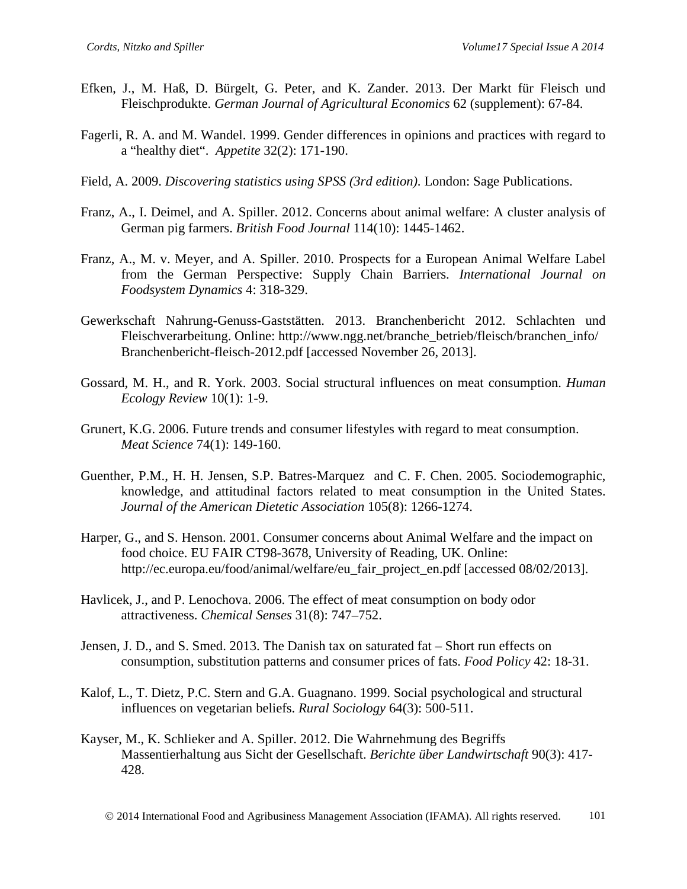Efken, J., M. Haß, D. Bürgelt, G. Peter, and K. Zander. 2013. Der Markt für Fleisch und Fleischprodukte. *German Journal of Agricultural Economics* 62 (supplement): 67-84.

Fagerli, R. A. and M. Wandel. 1999. Gender differences in opinions and practices with regard to a "healthy diet". *Appetite* 32(2): 171-190.

Field, A. 2009. *Discovering statistics using SPSS (3rd edition)*. London: Sage Publications.

Franz, A., I. Deimel, and A. Spiller. 2012. Concerns about animal welfare: A cluster analysis of German pig farmers. *British Food Journal* 114(10): 1445-1462.

Franz, A., M. v. Meyer, and A. Spiller. 2010. Prospects for a European Animal Welfare Label from the German Perspective: Supply Chain Barriers. *International Journal on Foodsystem Dynamics* 4: 318-329.

Gewerkschaft Nahrung-Genuss-Gaststätten. 2013. Branchenbericht 2012. Schlachten und Fleischverarbeitung. Online: http://www.ngg.net/branche_betrieb/fleisch/branchen_info/ Branchenbericht-fleisch-2012.pdf [accessed November 26, 2013].

Gossard, M. H., and R. York. 2003. Social structural influences on meat consumption. *Human Ecology Review* 10(1): 1-9.

Grunert, K.G. 2006. Future trends and consumer lifestyles with regard to meat consumption. *Meat Science* 74(1): 149-160.

Guenther, P.M., H. H. Jensen, S.P. Batres-Marquez and C. F. Chen. 2005. Sociodemographic, knowledge, and attitudinal factors related to meat consumption in the United States. *Journal of the American Dietetic Association* 105(8): 1266-1274.

Harper, G., and S. Henson. 2001. Consumer concerns about Animal Welfare and the impact on food choice. EU FAIR CT98-3678, University of Reading, UK. Online: http://ec.europa.eu/food/animal/welfare/eu_fair_project_en.pdf [accessed 08/02/2013].

Havlicek, J., and P. Lenochova. 2006. The effect of meat consumption on body odor attractiveness. *Chemical Senses* 31(8): 747–752.

Jensen, J. D., and S. Smed. 2013. The Danish tax on saturated fat – Short run effects on consumption, substitution patterns and consumer prices of fats. *Food Policy* 42: 18-31.

Kalof, L., T. Dietz, P.C. Stern and G.A. Guagnano. 1999. Social psychological and structural influences on vegetarian beliefs. *Rural Sociology* 64(3): 500-511.

Kayser, M., K. Schlieker and A. Spiller. 2012. Die Wahrnehmung des Begriffs Massentierhaltung aus Sicht der Gesellschaft. *Berichte über Landwirtschaft* 90(3): 417-428.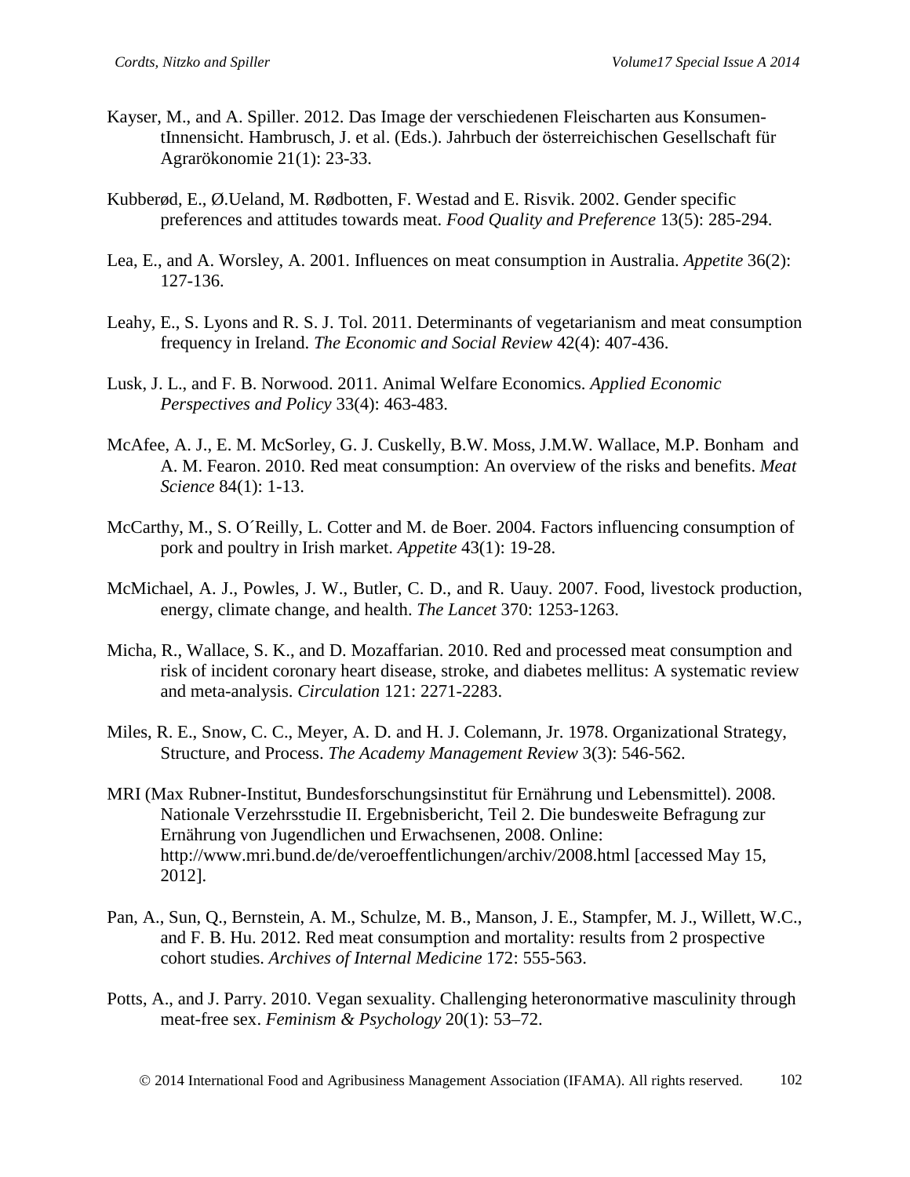Kayser, M., and A. Spiller. 2012. Das Image der verschiedenen Fleischarten aus KonsumentInnensicht. Hambrusch, J. et al. (Eds.). Jahrbuch der österreichischen Gesellschaft für Agrarökonomie 21(1): 23-33.

Kubberød, E., Ø.Ueland, M. Rødbotten, F. Westad and E. Risvik. 2002. Gender specific preferences and attitudes towards meat. *Food Quality and Preference* 13(5): 285-294.

Lea, E., and A. Worsley, A. 2001. Influences on meat consumption in Australia. *Appetite* 36(2): 127-136.

Leahy, E., S. Lyons and R. S. J. Tol. 2011. Determinants of vegetarianism and meat consumption frequency in Ireland. *The Economic and Social Review* 42(4): 407-436.

Lusk, J. L., and F. B. Norwood. 2011. Animal Welfare Economics. *Applied Economic Perspectives and Policy* 33(4): 463-483.

McAfee, A. J., E. M. McSorley, G. J. Cuskelly, B.W. Moss, J.M.W. Wallace, M.P. Bonham and A. M. Fearon. 2010. Red meat consumption: An overview of the risks and benefits. *Meat Science* 84(1): 1-13.

McCarthy, M., S. O´Reilly, L. Cotter and M. de Boer. 2004. Factors influencing consumption of pork and poultry in Irish market. *Appetite* 43(1): 19-28.

McMichael, A. J., Powles, J. W., Butler, C. D., and R. Uauy. 2007. Food, livestock production, energy, climate change, and health. *The Lancet* 370: 1253-1263.

Micha, R., Wallace, S. K., and D. Mozaffarian. 2010. Red and processed meat consumption and risk of incident coronary heart disease, stroke, and diabetes mellitus: A systematic review and meta-analysis. *Circulation* 121: 2271-2283.

Miles, R. E., Snow, C. C., Meyer, A. D. and H. J. Colemann, Jr. 1978. Organizational Strategy, Structure, and Process. *The Academy Management Review* 3(3): 546-562.

MRI (Max Rubner-Institut, Bundesforschungsinstitut für Ernährung und Lebensmittel). 2008. Nationale Verzehrsstudie II. Ergebnisbericht, Teil 2. Die bundesweite Befragung zur Ernährung von Jugendlichen und Erwachsenen, 2008. Online: http://www.mri.bund.de/de/veroeffentlichungen/archiv/2008.html [accessed May 15, 2012].

Pan, A., Sun, Q., Bernstein, A. M., Schulze, M. B., Manson, J. E., Stampfer, M. J., Willett, W.C., and F. B. Hu. 2012. Red meat consumption and mortality: results from 2 prospective cohort studies. *Archives of Internal Medicine* 172: 555-563.

Potts, A., and J. Parry. 2010. Vegan sexuality. Challenging heteronormative masculinity through meat-free sex. *Feminism & Psychology* 20(1): 53–72.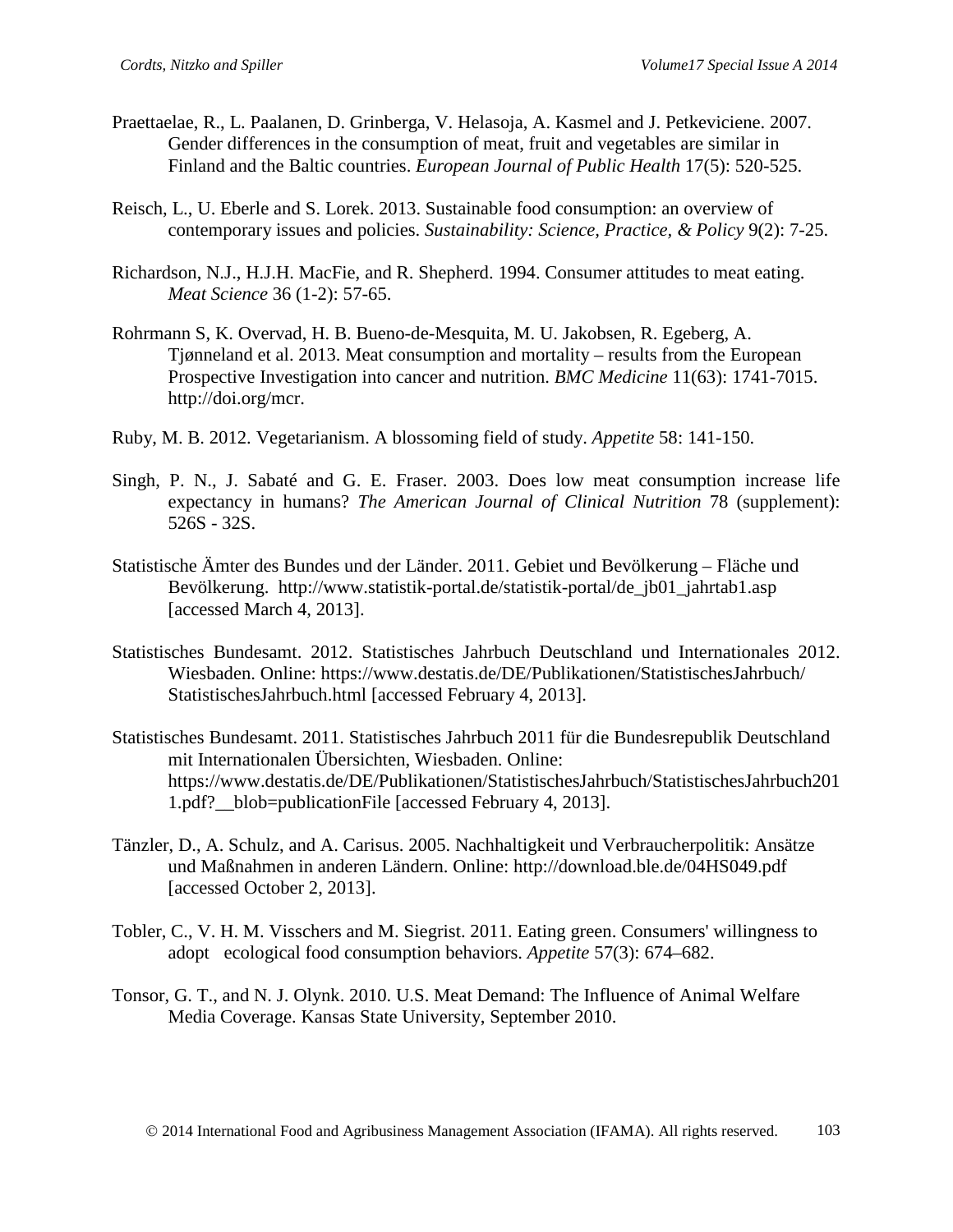Praettaelae, R., L. Paalanen, D. Grinberga, V. Helasoja, A. Kasmel and J. Petkeviciene. 2007. Gender differences in the consumption of meat, fruit and vegetables are similar in Finland and the Baltic countries. *European Journal of Public Health* 17(5): 520-525.

Reisch, L., U. Eberle and S. Lorek. 2013. Sustainable food consumption: an overview of contemporary issues and policies. *Sustainability: Science, Practice, & Policy* 9(2): 7-25.

Richardson, N.J., H.J.H. MacFie, and R. Shepherd. 1994. Consumer attitudes to meat eating. *Meat Science* 36 (1-2): 57-65.

Rohrmann S, K. Overvad, H. B. Bueno-de-Mesquita, M. U. Jakobsen, R. Egeberg, A. Tjønneland et al. 2013. Meat consumption and mortality – results from the European Prospective Investigation into cancer and nutrition. *BMC Medicine* 11(63): 1741-7015. http://doi.org/mcr.

Ruby, M. B. 2012. Vegetarianism. A blossoming field of study. *Appetite* 58: 141-150.

Singh, P. N., J. Sabaté and G. E. Fraser. 2003. Does low meat consumption increase life expectancy in humans? *The American Journal of Clinical Nutrition* 78 (supplement): 526S - 32S.

Statistische Ämter des Bundes und der Länder. 2011. Gebiet und Bevölkerung – Fläche und Bevölkerung. http://www.statistik-portal.de/statistik-portal/de_jb01_jahrtab1.asp [accessed March 4, 2013].

Statistisches Bundesamt. 2012. Statistisches Jahrbuch Deutschland und Internationales 2012. Wiesbaden. Online: https://www.destatis.de/DE/Publikationen/StatistischesJahrbuch/StatistischesJahrbuch.html [accessed February 4, 2013].

Statistisches Bundesamt. 2011. Statistisches Jahrbuch 2011 für die Bundesrepublik Deutschland mit Internationalen Übersichten, Wiesbaden. Online: https://www.destatis.de/DE/Publikationen/StatistischesJahrbuch/StatistischesJahrbuch2011.pdf?__blob=publicationFile [accessed February 4, 2013].

Tänzler, D., A. Schulz, and A. Carisus. 2005. Nachhaltigkeit und Verbraucherpolitik: Ansätze und Maßnahmen in anderen Ländern. Online: http://download.ble.de/04HS049.pdf [accessed October 2, 2013].

Tobler, C., V. H. M. Visschers and M. Siegrist. 2011. Eating green. Consumers' willingness to adopt ecological food consumption behaviors. *Appetite* 57(3): 674–682.

Tonsor, G. T., and N. J. Olynk. 2010. U.S. Meat Demand: The Influence of Animal Welfare Media Coverage. Kansas State University, September 2010.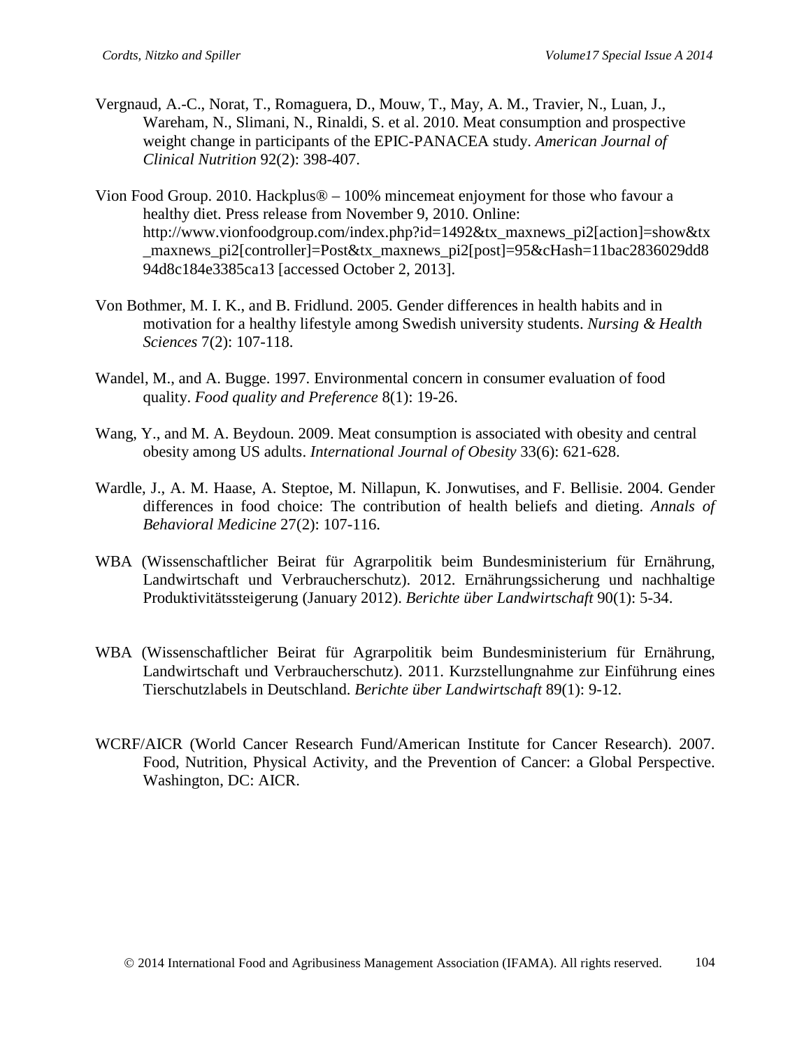Vergnaud, A.-C., Norat, T., Romaguera, D., Mouw, T., May, A. M., Travier, N., Luan, J., Wareham, N., Slimani, N., Rinaldi, S. et al. 2010. Meat consumption and prospective weight change in participants of the EPIC-PANACEA study. *American Journal of Clinical Nutrition* 92(2): 398-407.

Vion Food Group. 2010. Hackplus® – 100% mincemeat enjoyment for those who favour a healthy diet. Press release from November 9, 2010. Online: http://www.vionfoodgroup.com/index.php?id=1492&tx_maxnews_pi2[action]=show&tx_maxnews_pi2[controller]=Post&tx_maxnews_pi2[post]=95&cHash=11bac2836029dd894d8c184e3385ca13 [accessed October 2, 2013].

Von Bothmer, M. I. K., and B. Fridlund. 2005. Gender differences in health habits and in motivation for a healthy lifestyle among Swedish university students. *Nursing & Health Sciences* 7(2): 107-118.

Wandel, M., and A. Bugge. 1997. Environmental concern in consumer evaluation of food quality. *Food quality and Preference* 8(1): 19-26.

Wang, Y., and M. A. Beydoun. 2009. Meat consumption is associated with obesity and central obesity among US adults. *International Journal of Obesity* 33(6): 621-628.

Wardle, J., A. M. Haase, A. Steptoe, M. Nillapun, K. Jonwutises, and F. Bellisie. 2004. Gender differences in food choice: The contribution of health beliefs and dieting. *Annals of Behavioral Medicine* 27(2): 107-116.

WBA (Wissenschaftlicher Beirat für Agrarpolitik beim Bundesministerium für Ernährung, Landwirtschaft und Verbraucherschutz). 2012. Ernährungssicherung und nachhaltige Produktivitätssteigerung (January 2012). *Berichte über Landwirtschaft* 90(1): 5-34.

WBA (Wissenschaftlicher Beirat für Agrarpolitik beim Bundesministerium für Ernährung, Landwirtschaft und Verbraucherschutz). 2011. Kurzstellungnahme zur Einführung eines Tierschutzlabels in Deutschland. *Berichte über Landwirtschaft* 89(1): 9-12.

WCRF/AICR (World Cancer Research Fund/American Institute for Cancer Research). 2007. Food, Nutrition, Physical Activity, and the Prevention of Cancer: a Global Perspective. Washington, DC: AICR.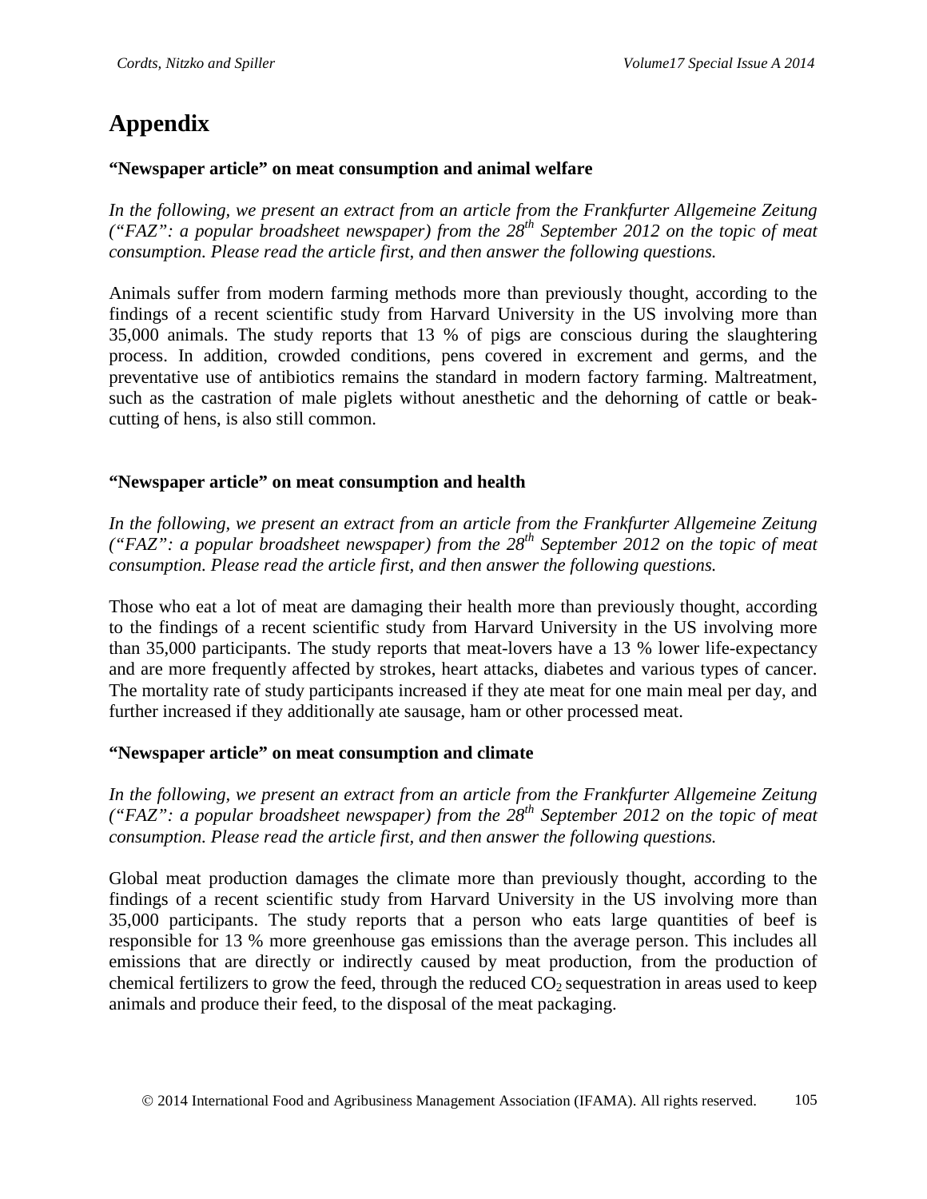# Appendix

**“Newspaper article” on meat consumption and animal welfare**

*In the following, we present an extract from an article from the Frankfurter Allgemeine Zeitung (“FAZ”: a popular broadsheet newspaper) from the 28th September 2012 on the topic of meat consumption. Please read the article first, and then answer the following questions.*

Animals suffer from modern farming methods more than previously thought, according to the findings of a recent scientific study from Harvard University in the US involving more than 35,000 animals. The study reports that 13 % of pigs are conscious during the slaughtering process. In addition, crowded conditions, pens covered in excrement and germs, and the preventative use of antibiotics remains the standard in modern factory farming. Maltreatment, such as the castration of male piglets without anesthetic and the dehorning of cattle or beak-cutting of hens, is also still common.

**“Newspaper article” on meat consumption and health**

*In the following, we present an extract from an article from the Frankfurter Allgemeine Zeitung (“FAZ”: a popular broadsheet newspaper) from the 28th September 2012 on the topic of meat consumption. Please read the article first, and then answer the following questions.*

Those who eat a lot of meat are damaging their health more than previously thought, according to the findings of a recent scientific study from Harvard University in the US involving more than 35,000 participants. The study reports that meat-lovers have a 13 % lower life-expectancy and are more frequently affected by strokes, heart attacks, diabetes and various types of cancer. The mortality rate of study participants increased if they ate meat for one main meal per day, and further increased if they additionally ate sausage, ham or other processed meat.

**“Newspaper article” on meat consumption and climate**

*In the following, we present an extract from an article from the Frankfurter Allgemeine Zeitung (“FAZ”: a popular broadsheet newspaper) from the 28th September 2012 on the topic of meat consumption. Please read the article first, and then answer the following questions.*

Global meat production damages the climate more than previously thought, according to the findings of a recent scientific study from Harvard University in the US involving more than 35,000 participants. The study reports that a person who eats large quantities of beef is responsible for 13 % more greenhouse gas emissions than the average person. This includes all emissions that are directly or indirectly caused by meat production, from the production of chemical fertilizers to grow the feed, through the reduced $CO_2$ sequestration in areas used to keep animals and produce their feed, to the disposal of the meat packaging.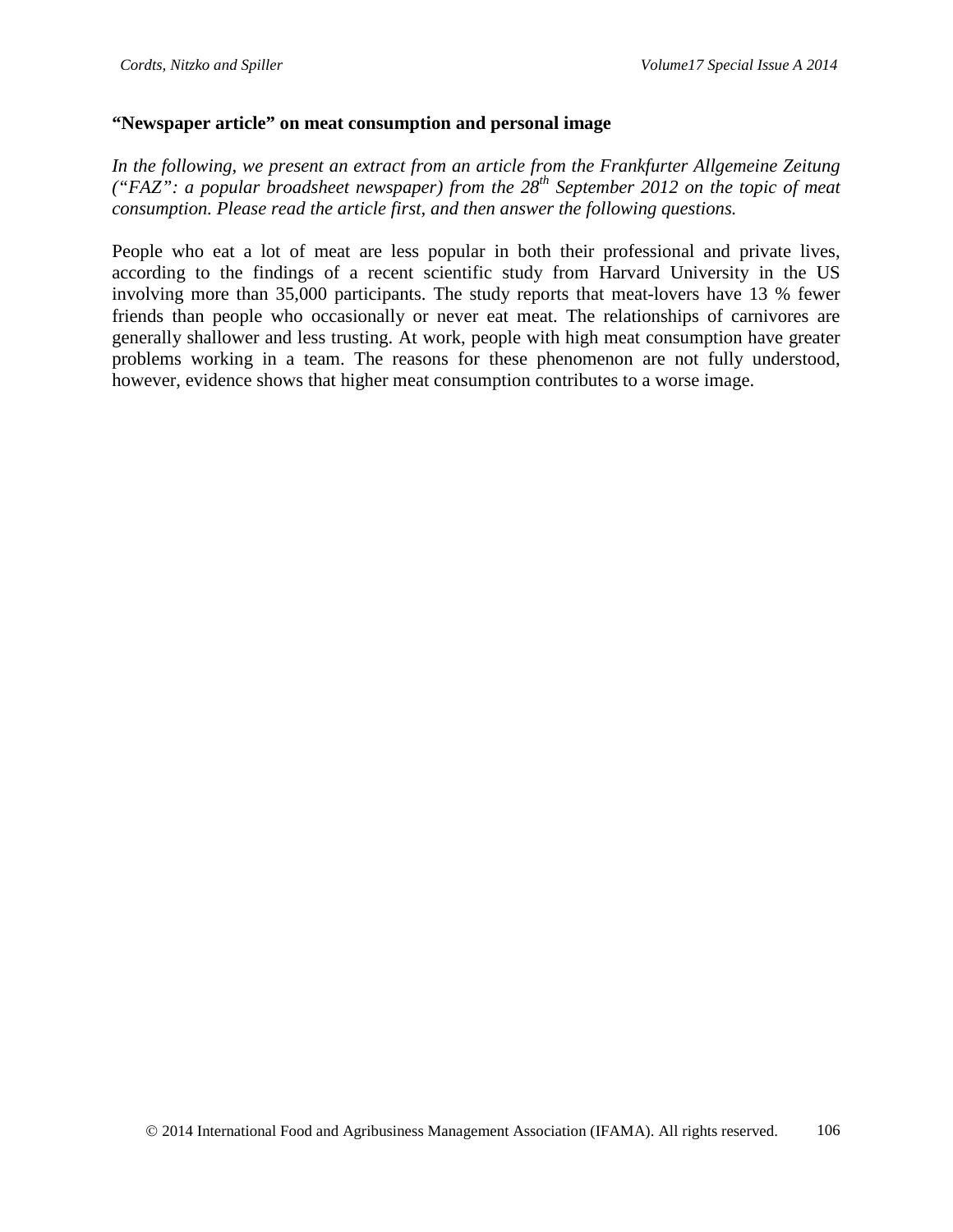**“Newspaper article” on meat consumption and personal image**

*In the following, we present an extract from an article from the Frankfurter Allgemeine Zeitung (“FAZ”: a popular broadsheet newspaper) from the 28th September 2012 on the topic of meat consumption. Please read the article first, and then answer the following questions.*

People who eat a lot of meat are less popular in both their professional and private lives, according to the findings of a recent scientific study from Harvard University in the US involving more than 35,000 participants. The study reports that meat-lovers have 13 % fewer friends than people who occasionally or never eat meat. The relationships of carnivores are generally shallower and less trusting. At work, people with high meat consumption have greater problems working in a team. The reasons for these phenomenon are not fully understood, however, evidence shows that higher meat consumption contributes to a worse image.